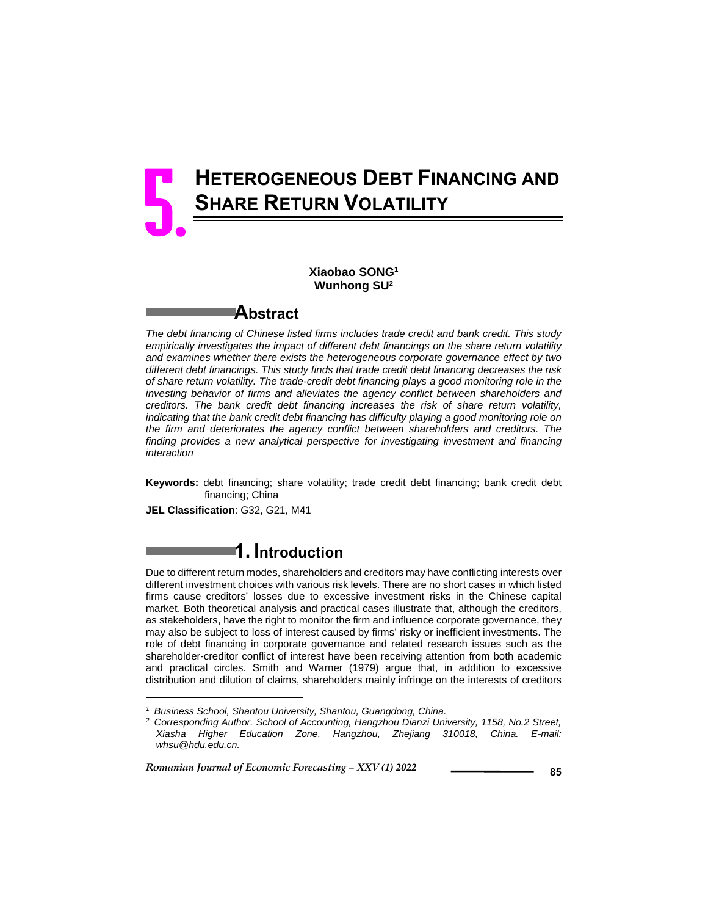# 5. HETEROGENEOUS DEBT FINANCING AND SHARE RETURN VOLATILITY

**Xiaobao SONG[1]**
**Wunhong SU[2]**

## Abstract

*The debt financing of Chinese listed firms includes trade credit and bank credit. This study empirically investigates the impact of different debt financings on the share return volatility and examines whether there exists the heterogeneous corporate governance effect by two different debt financings. This study finds that trade credit debt financing decreases the risk of share return volatility. The trade-credit debt financing plays a good monitoring role in the investing behavior of firms and alleviates the agency conflict between shareholders and creditors. The bank credit debt financing increases the risk of share return volatility, indicating that the bank credit debt financing has difficulty playing a good monitoring role on the firm and deteriorates the agency conflict between shareholders and creditors. The finding provides a new analytical perspective for investigating investment and financing interaction*

**Keywords:** debt financing; share volatility; trade credit debt financing; bank credit debt financing; China

**JEL Classification**: G32, G21, M41

## 1. Introduction

Due to different return modes, shareholders and creditors may have conflicting interests over different investment choices with various risk levels. There are no short cases in which listed firms cause creditors' losses due to excessive investment risks in the Chinese capital market. Both theoretical analysis and practical cases illustrate that, although the creditors, as stakeholders, have the right to monitor the firm and influence corporate governance, they may also be subject to loss of interest caused by firms' risky or inefficient investments. The role of debt financing in corporate governance and related research issues such as the shareholder-creditor conflict of interest have been receiving attention from both academic and practical circles. Smith and Warner (1979) argue that, in addition to excessive distribution and dilution of claims, shareholders mainly infringe on the interests of creditors

---

[1] *Business School, Shantou University, Shantou, Guangdong, China.*

[2] *Corresponding Author. School of Accounting, Hangzhou Dianzi University, 1158, No.2 Street, Xiasha Higher Education Zone, Hangzhou, Zhejiang 310018, China. E-mail: whsu@hdu.edu.cn.*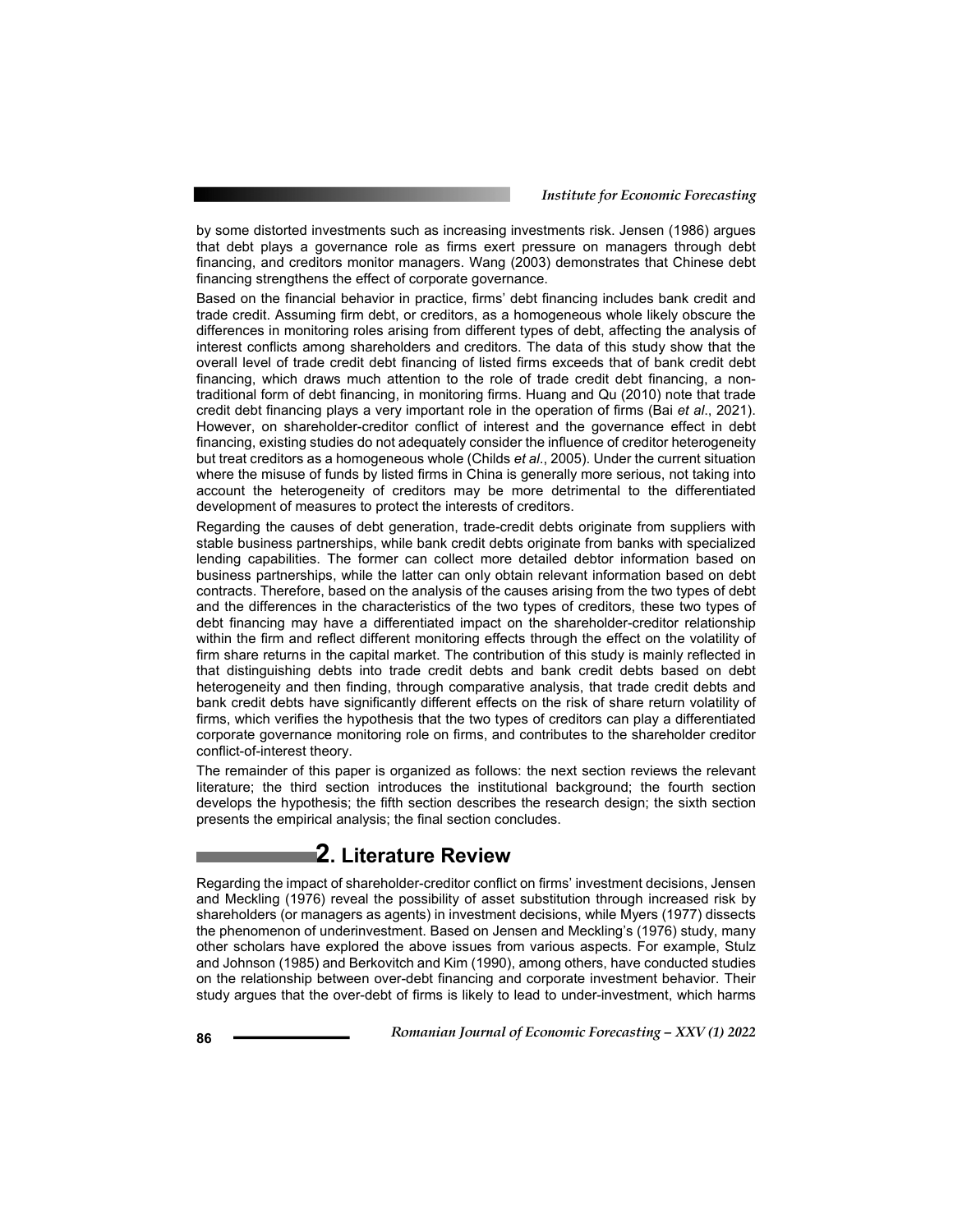by some distorted investments such as increasing investments risk. Jensen (1986) argues that debt plays a governance role as firms exert pressure on managers through debt financing, and creditors monitor managers. Wang (2003) demonstrates that Chinese debt financing strengthens the effect of corporate governance.

Based on the financial behavior in practice, firms' debt financing includes bank credit and trade credit. Assuming firm debt, or creditors, as a homogeneous whole likely obscure the differences in monitoring roles arising from different types of debt, affecting the analysis of interest conflicts among shareholders and creditors. The data of this study show that the overall level of trade credit debt financing of listed firms exceeds that of bank credit debt financing, which draws much attention to the role of trade credit debt financing, a non-traditional form of debt financing, in monitoring firms. Huang and Qu (2010) note that trade credit debt financing plays a very important role in the operation of firms (Bai *et al*., 2021). However, on shareholder-creditor conflict of interest and the governance effect in debt financing, existing studies do not adequately consider the influence of creditor heterogeneity but treat creditors as a homogeneous whole (Childs *et al*., 2005). Under the current situation where the misuse of funds by listed firms in China is generally more serious, not taking into account the heterogeneity of creditors may be more detrimental to the differentiated development of measures to protect the interests of creditors.

Regarding the causes of debt generation, trade-credit debts originate from suppliers with stable business partnerships, while bank credit debts originate from banks with specialized lending capabilities. The former can collect more detailed debtor information based on business partnerships, while the latter can only obtain relevant information based on debt contracts. Therefore, based on the analysis of the causes arising from the two types of debt and the differences in the characteristics of the two types of creditors, these two types of debt financing may have a differentiated impact on the shareholder-creditor relationship within the firm and reflect different monitoring effects through the effect on the volatility of firm share returns in the capital market. The contribution of this study is mainly reflected in that distinguishing debts into trade credit debts and bank credit debts based on debt heterogeneity and then finding, through comparative analysis, that trade credit debts and bank credit debts have significantly different effects on the risk of share return volatility of firms, which verifies the hypothesis that the two types of creditors can play a differentiated corporate governance monitoring role on firms, and contributes to the shareholder creditor conflict-of-interest theory.

The remainder of this paper is organized as follows: the next section reviews the relevant literature; the third section introduces the institutional background; the fourth section develops the hypothesis; the fifth section describes the research design; the sixth section presents the empirical analysis; the final section concludes.

## 2. Literature Review

Regarding the impact of shareholder-creditor conflict on firms' investment decisions, Jensen and Meckling (1976) reveal the possibility of asset substitution through increased risk by shareholders (or managers as agents) in investment decisions, while Myers (1977) dissects the phenomenon of underinvestment. Based on Jensen and Meckling's (1976) study, many other scholars have explored the above issues from various aspects. For example, Stulz and Johnson (1985) and Berkovitch and Kim (1990), among others, have conducted studies on the relationship between over-debt financing and corporate investment behavior. Their study argues that the over-debt of firms is likely to lead to under-investment, which harms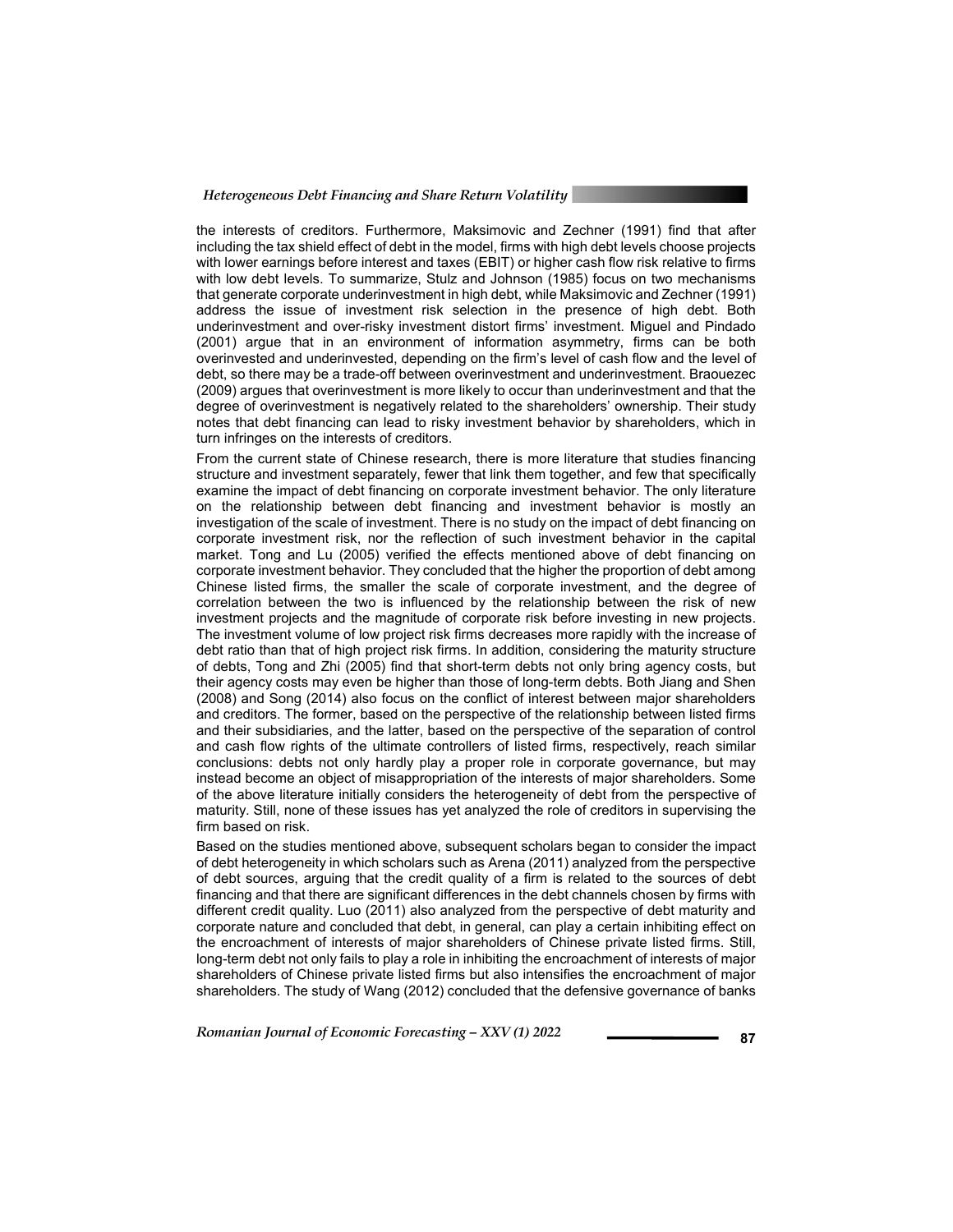the interests of creditors. Furthermore, Maksimovic and Zechner (1991) find that after including the tax shield effect of debt in the model, firms with high debt levels choose projects with lower earnings before interest and taxes (EBIT) or higher cash flow risk relative to firms with low debt levels. To summarize, Stulz and Johnson (1985) focus on two mechanisms that generate corporate underinvestment in high debt, while Maksimovic and Zechner (1991) address the issue of investment risk selection in the presence of high debt. Both underinvestment and over-risky investment distort firms' investment. Miguel and Pindado (2001) argue that in an environment of information asymmetry, firms can be both overinvested and underinvested, depending on the firm's level of cash flow and the level of debt, so there may be a trade-off between overinvestment and underinvestment. Braouezec (2009) argues that overinvestment is more likely to occur than underinvestment and that the degree of overinvestment is negatively related to the shareholders' ownership. Their study notes that debt financing can lead to risky investment behavior by shareholders, which in turn infringes on the interests of creditors.

From the current state of Chinese research, there is more literature that studies financing structure and investment separately, fewer that link them together, and few that specifically examine the impact of debt financing on corporate investment behavior. The only literature on the relationship between debt financing and investment behavior is mostly an investigation of the scale of investment. There is no study on the impact of debt financing on corporate investment risk, nor the reflection of such investment behavior in the capital market. Tong and Lu (2005) verified the effects mentioned above of debt financing on corporate investment behavior. They concluded that the higher the proportion of debt among Chinese listed firms, the smaller the scale of corporate investment, and the degree of correlation between the two is influenced by the relationship between the risk of new investment projects and the magnitude of corporate risk before investing in new projects. The investment volume of low project risk firms decreases more rapidly with the increase of debt ratio than that of high project risk firms. In addition, considering the maturity structure of debts, Tong and Zhi (2005) find that short-term debts not only bring agency costs, but their agency costs may even be higher than those of long-term debts. Both Jiang and Shen (2008) and Song (2014) also focus on the conflict of interest between major shareholders and creditors. The former, based on the perspective of the relationship between listed firms and their subsidiaries, and the latter, based on the perspective of the separation of control and cash flow rights of the ultimate controllers of listed firms, respectively, reach similar conclusions: debts not only hardly play a proper role in corporate governance, but may instead become an object of misappropriation of the interests of major shareholders. Some of the above literature initially considers the heterogeneity of debt from the perspective of maturity. Still, none of these issues has yet analyzed the role of creditors in supervising the firm based on risk.

Based on the studies mentioned above, subsequent scholars began to consider the impact of debt heterogeneity in which scholars such as Arena (2011) analyzed from the perspective of debt sources, arguing that the credit quality of a firm is related to the sources of debt financing and that there are significant differences in the debt channels chosen by firms with different credit quality. Luo (2011) also analyzed from the perspective of debt maturity and corporate nature and concluded that debt, in general, can play a certain inhibiting effect on the encroachment of interests of major shareholders of Chinese private listed firms. Still, long-term debt not only fails to play a role in inhibiting the encroachment of interests of major shareholders of Chinese private listed firms but also intensifies the encroachment of major shareholders. The study of Wang (2012) concluded that the defensive governance of banks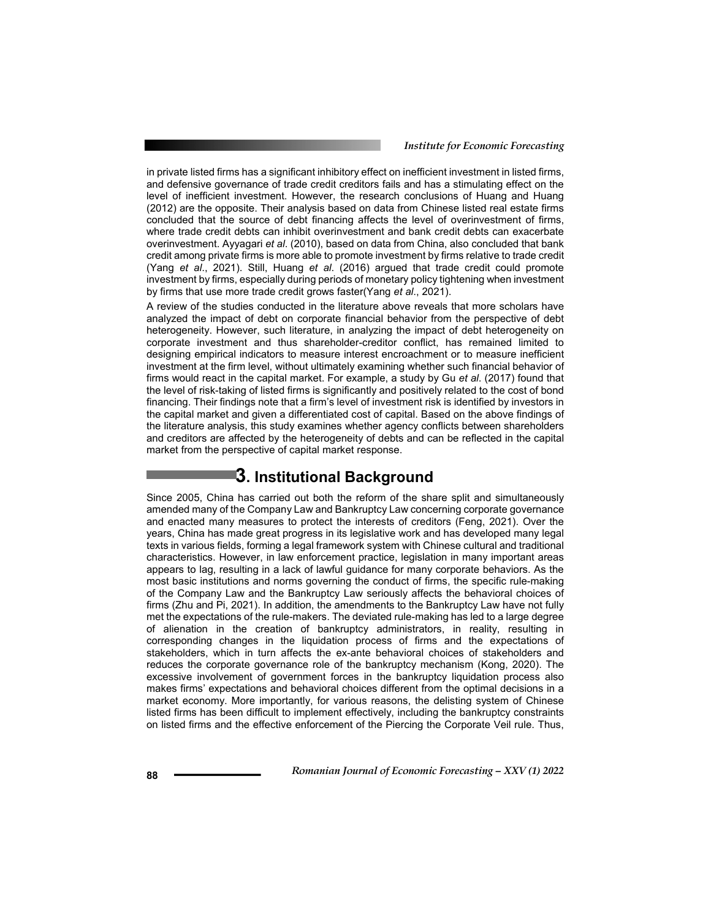in private listed firms has a significant inhibitory effect on inefficient investment in listed firms, and defensive governance of trade credit creditors fails and has a stimulating effect on the level of inefficient investment. However, the research conclusions of Huang and Huang (2012) are the opposite. Their analysis based on data from Chinese listed real estate firms concluded that the source of debt financing affects the level of overinvestment of firms, where trade credit debts can inhibit overinvestment and bank credit debts can exacerbate overinvestment. Ayyagari *et al*. (2010), based on data from China, also concluded that bank credit among private firms is more able to promote investment by firms relative to trade credit (Yang *et al*., 2021). Still, Huang *et al*. (2016) argued that trade credit could promote investment by firms, especially during periods of monetary policy tightening when investment by firms that use more trade credit grows faster(Yang *et al*., 2021).

A review of the studies conducted in the literature above reveals that more scholars have analyzed the impact of debt on corporate financial behavior from the perspective of debt heterogeneity. However, such literature, in analyzing the impact of debt heterogeneity on corporate investment and thus shareholder-creditor conflict, has remained limited to designing empirical indicators to measure interest encroachment or to measure inefficient investment at the firm level, without ultimately examining whether such financial behavior of firms would react in the capital market. For example, a study by Gu *et al*. (2017) found that the level of risk-taking of listed firms is significantly and positively related to the cost of bond financing. Their findings note that a firm's level of investment risk is identified by investors in the capital market and given a differentiated cost of capital. Based on the above findings of the literature analysis, this study examines whether agency conflicts between shareholders and creditors are affected by the heterogeneity of debts and can be reflected in the capital market from the perspective of capital market response.

## 3. Institutional Background

Since 2005, China has carried out both the reform of the share split and simultaneously amended many of the Company Law and Bankruptcy Law concerning corporate governance and enacted many measures to protect the interests of creditors (Feng, 2021). Over the years, China has made great progress in its legislative work and has developed many legal texts in various fields, forming a legal framework system with Chinese cultural and traditional characteristics. However, in law enforcement practice, legislation in many important areas appears to lag, resulting in a lack of lawful guidance for many corporate behaviors. As the most basic institutions and norms governing the conduct of firms, the specific rule-making of the Company Law and the Bankruptcy Law seriously affects the behavioral choices of firms (Zhu and Pi, 2021). In addition, the amendments to the Bankruptcy Law have not fully met the expectations of the rule-makers. The deviated rule-making has led to a large degree of alienation in the creation of bankruptcy administrators, in reality, resulting in corresponding changes in the liquidation process of firms and the expectations of stakeholders, which in turn affects the ex-ante behavioral choices of stakeholders and reduces the corporate governance role of the bankruptcy mechanism (Kong, 2020). The excessive involvement of government forces in the bankruptcy liquidation process also makes firms' expectations and behavioral choices different from the optimal decisions in a market economy. More importantly, for various reasons, the delisting system of Chinese listed firms has been difficult to implement effectively, including the bankruptcy constraints on listed firms and the effective enforcement of the Piercing the Corporate Veil rule. Thus,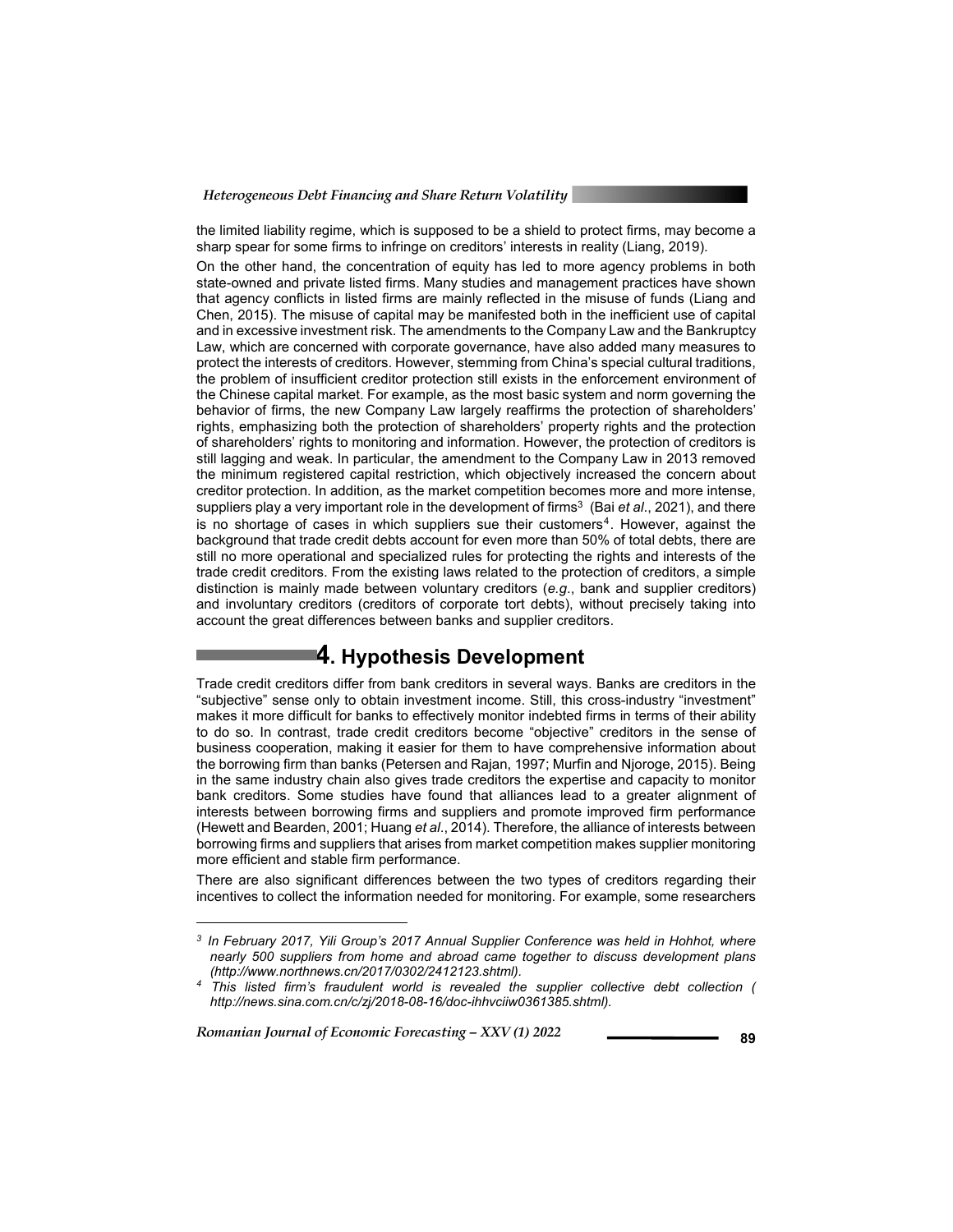the limited liability regime, which is supposed to be a shield to protect firms, may become a sharp spear for some firms to infringe on creditors' interests in reality (Liang, 2019).

On the other hand, the concentration of equity has led to more agency problems in both state-owned and private listed firms. Many studies and management practices have shown that agency conflicts in listed firms are mainly reflected in the misuse of funds (Liang and Chen, 2015). The misuse of capital may be manifested both in the inefficient use of capital and in excessive investment risk. The amendments to the Company Law and the Bankruptcy Law, which are concerned with corporate governance, have also added many measures to protect the interests of creditors. However, stemming from China's special cultural traditions, the problem of insufficient creditor protection still exists in the enforcement environment of the Chinese capital market. For example, as the most basic system and norm governing the behavior of firms, the new Company Law largely reaffirms the protection of shareholders' rights, emphasizing both the protection of shareholders' property rights and the protection of shareholders' rights to monitoring and information. However, the protection of creditors is still lagging and weak. In particular, the amendment to the Company Law in 2013 removed the minimum registered capital restriction, which objectively increased the concern about creditor protection. In addition, as the market competition becomes more and more intense, suppliers play a very important role in the development of firms[3] (Bai *et al*., 2021), and there is no shortage of cases in which suppliers sue their customers[4]. However, against the background that trade credit debts account for even more than 50% of total debts, there are still no more operational and specialized rules for protecting the rights and interests of the trade credit creditors. From the existing laws related to the protection of creditors, a simple distinction is mainly made between voluntary creditors (*e.g*., bank and supplier creditors) and involuntary creditors (creditors of corporate tort debts), without precisely taking into account the great differences between banks and supplier creditors.

## 4. Hypothesis Development

Trade credit creditors differ from bank creditors in several ways. Banks are creditors in the "subjective" sense only to obtain investment income. Still, this cross-industry "investment" makes it more difficult for banks to effectively monitor indebted firms in terms of their ability to do so. In contrast, trade credit creditors become "objective" creditors in the sense of business cooperation, making it easier for them to have comprehensive information about the borrowing firm than banks (Petersen and Rajan, 1997; Murfin and Njoroge, 2015). Being in the same industry chain also gives trade creditors the expertise and capacity to monitor bank creditors. Some studies have found that alliances lead to a greater alignment of interests between borrowing firms and suppliers and promote improved firm performance (Hewett and Bearden, 2001; Huang *et al*., 2014). Therefore, the alliance of interests between borrowing firms and suppliers that arises from market competition makes supplier monitoring more efficient and stable firm performance.

There are also significant differences between the two types of creditors regarding their incentives to collect the information needed for monitoring. For example, some researchers

---

[3] *In February 2017, Yili Group's 2017 Annual Supplier Conference was held in Hohhot, where nearly 500 suppliers from home and abroad came together to discuss development plans (http://www.northnews.cn/2017/0302/2412123.shtml).*

[4] *This listed firm's fraudulent world is revealed the supplier collective debt collection ( http://news.sina.com.cn/c/zj/2018-08-16/doc-ihhvciiw0361385.shtml).*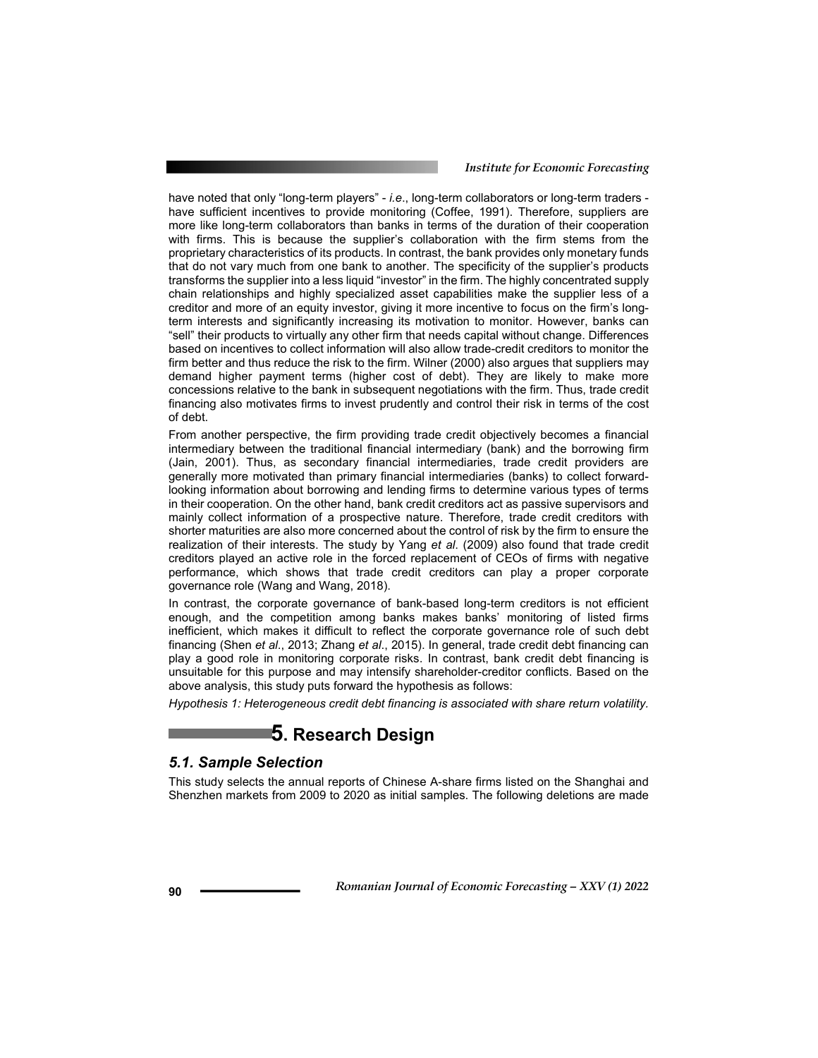have noted that only "long-term players" - *i.e*., long-term collaborators or long-term traders - have sufficient incentives to provide monitoring (Coffee, 1991). Therefore, suppliers are more like long-term collaborators than banks in terms of the duration of their cooperation with firms. This is because the supplier's collaboration with the firm stems from the proprietary characteristics of its products. In contrast, the bank provides only monetary funds that do not vary much from one bank to another. The specificity of the supplier's products transforms the supplier into a less liquid "investor" in the firm. The highly concentrated supply chain relationships and highly specialized asset capabilities make the supplier less of a creditor and more of an equity investor, giving it more incentive to focus on the firm's long-term interests and significantly increasing its motivation to monitor. However, banks can "sell" their products to virtually any other firm that needs capital without change. Differences based on incentives to collect information will also allow trade-credit creditors to monitor the firm better and thus reduce the risk to the firm. Wilner (2000) also argues that suppliers may demand higher payment terms (higher cost of debt). They are likely to make more concessions relative to the bank in subsequent negotiations with the firm. Thus, trade credit financing also motivates firms to invest prudently and control their risk in terms of the cost of debt.

From another perspective, the firm providing trade credit objectively becomes a financial intermediary between the traditional financial intermediary (bank) and the borrowing firm (Jain, 2001). Thus, as secondary financial intermediaries, trade credit providers are generally more motivated than primary financial intermediaries (banks) to collect forward-looking information about borrowing and lending firms to determine various types of terms in their cooperation. On the other hand, bank credit creditors act as passive supervisors and mainly collect information of a prospective nature. Therefore, trade credit creditors with shorter maturities are also more concerned about the control of risk by the firm to ensure the realization of their interests. The study by Yang *et al*. (2009) also found that trade credit creditors played an active role in the forced replacement of CEOs of firms with negative performance, which shows that trade credit creditors can play a proper corporate governance role (Wang and Wang, 2018).

In contrast, the corporate governance of bank-based long-term creditors is not efficient enough, and the competition among banks makes banks' monitoring of listed firms inefficient, which makes it difficult to reflect the corporate governance role of such debt financing (Shen *et al*., 2013; Zhang *et al*., 2015). In general, trade credit debt financing can play a good role in monitoring corporate risks. In contrast, bank credit debt financing is unsuitable for this purpose and may intensify shareholder-creditor conflicts. Based on the above analysis, this study puts forward the hypothesis as follows:

*Hypothesis 1: Heterogeneous credit debt financing is associated with share return volatility.*

# 5. Research Design

## 5.1. Sample Selection

This study selects the annual reports of Chinese A-share firms listed on the Shanghai and Shenzhen markets from 2009 to 2020 as initial samples. The following deletions are made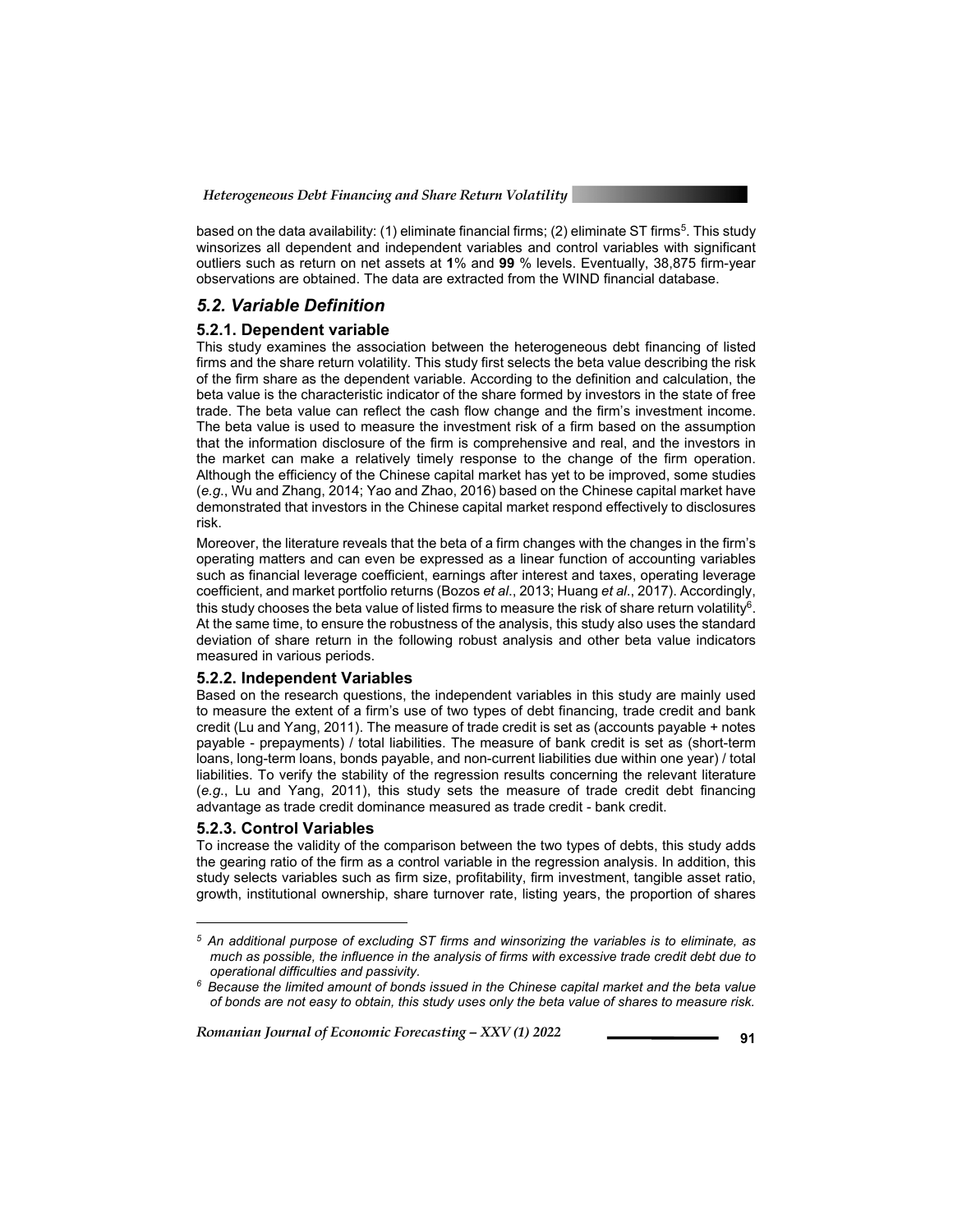based on the data availability: (1) eliminate financial firms; (2) eliminate ST firms[5]. This study winsorizes all dependent and independent variables and control variables with significant outliers such as return on net assets at **1**% and **99** % levels. Eventually, 38,875 firm-year observations are obtained. The data are extracted from the WIND financial database.

## *5.2. Variable Definition*

### 5.2.1. Dependent variable

This study examines the association between the heterogeneous debt financing of listed firms and the share return volatility. This study first selects the beta value describing the risk of the firm share as the dependent variable. According to the definition and calculation, the beta value is the characteristic indicator of the share formed by investors in the state of free trade. The beta value can reflect the cash flow change and the firm's investment income. The beta value is used to measure the investment risk of a firm based on the assumption that the information disclosure of the firm is comprehensive and real, and the investors in the market can make a relatively timely response to the change of the firm operation. Although the efficiency of the Chinese capital market has yet to be improved, some studies (*e.g.*, Wu and Zhang, 2014; Yao and Zhao, 2016) based on the Chinese capital market have demonstrated that investors in the Chinese capital market respond effectively to disclosures risk.

Moreover, the literature reveals that the beta of a firm changes with the changes in the firm's operating matters and can even be expressed as a linear function of accounting variables such as financial leverage coefficient, earnings after interest and taxes, operating leverage coefficient, and market portfolio returns (Bozos *et al*., 2013; Huang *et al*., 2017). Accordingly, this study chooses the beta value of listed firms to measure the risk of share return volatility[6]. At the same time, to ensure the robustness of the analysis, this study also uses the standard deviation of share return in the following robust analysis and other beta value indicators measured in various periods.

### 5.2.2. Independent Variables

Based on the research questions, the independent variables in this study are mainly used to measure the extent of a firm's use of two types of debt financing, trade credit and bank credit (Lu and Yang, 2011). The measure of trade credit is set as (accounts payable + notes payable - prepayments) / total liabilities. The measure of bank credit is set as (short-term loans, long-term loans, bonds payable, and non-current liabilities due within one year) / total liabilities. To verify the stability of the regression results concerning the relevant literature (*e.g.*, Lu and Yang, 2011), this study sets the measure of trade credit debt financing advantage as trade credit dominance measured as trade credit - bank credit.

### 5.2.3. Control Variables

To increase the validity of the comparison between the two types of debts, this study adds the gearing ratio of the firm as a control variable in the regression analysis. In addition, this study selects variables such as firm size, profitability, firm investment, tangible asset ratio, growth, institutional ownership, share turnover rate, listing years, the proportion of shares

---

[5] *An additional purpose of excluding ST firms and winsorizing the variables is to eliminate, as much as possible, the influence in the analysis of firms with excessive trade credit debt due to operational difficulties and passivity.*

[6] *Because the limited amount of bonds issued in the Chinese capital market and the beta value of bonds are not easy to obtain, this study uses only the beta value of shares to measure risk.*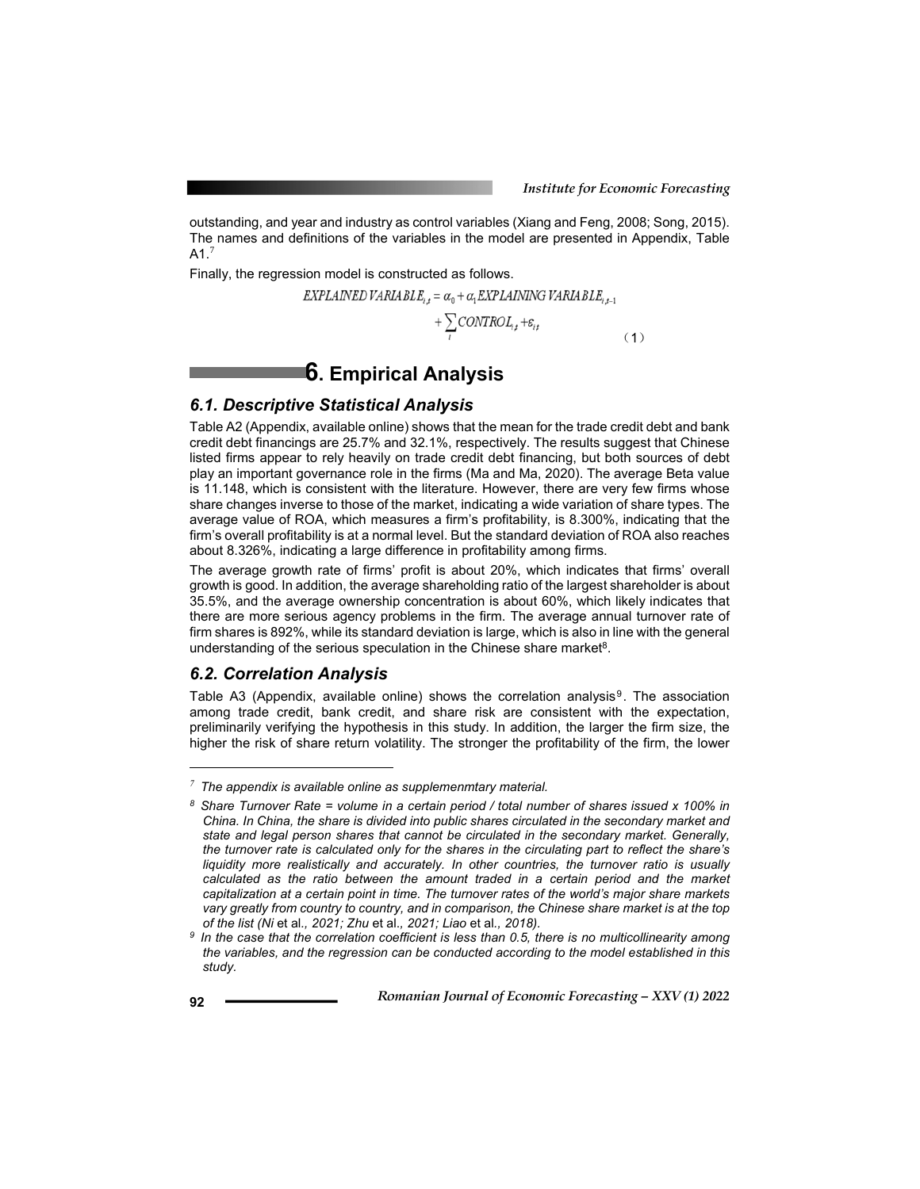outstanding, and year and industry as control variables (Xiang and Feng, 2008; Song, 2015). The names and definitions of the variables in the model are presented in Appendix, Table A1.[7]

Finally, the regression model is constructed as follows.

$$EXPLAINED\ VARIABLE_{i,t} = \alpha_0 + \alpha_1 EXPLAINING\ VARIABLE_{i,t-1} + \sum_{i} CONTROL_{i,t} + \varepsilon_{i,t} \quad (1)$$

# 6. Empirical Analysis

## 6.1. Descriptive Statistical Analysis

Table A2 (Appendix, available online) shows that the mean for the trade credit debt and bank credit debt financings are 25.7% and 32.1%, respectively. The results suggest that Chinese listed firms appear to rely heavily on trade credit debt financing, but both sources of debt play an important governance role in the firms (Ma and Ma, 2020). The average Beta value is 11.148, which is consistent with the literature. However, there are very few firms whose share changes inverse to those of the market, indicating a wide variation of share types. The average value of ROA, which measures a firm's profitability, is 8.300%, indicating that the firm's overall profitability is at a normal level. But the standard deviation of ROA also reaches about 8.326%, indicating a large difference in profitability among firms.

The average growth rate of firms' profit is about 20%, which indicates that firms' overall growth is good. In addition, the average shareholding ratio of the largest shareholder is about 35.5%, and the average ownership concentration is about 60%, which likely indicates that there are more serious agency problems in the firm. The average annual turnover rate of firm shares is 892%, while its standard deviation is large, which is also in line with the general understanding of the serious speculation in the Chinese share market[8].

## 6.2. Correlation Analysis

Table A3 (Appendix, available online) shows the correlation analysis[9]. The association among trade credit, bank credit, and share risk are consistent with the expectation, preliminarily verifying the hypothesis in this study. In addition, the larger the firm size, the higher the risk of share return volatility. The stronger the profitability of the firm, the lower

---

[7] *The appendix is available online as supplemenmtary material.*

[8] *Share Turnover Rate = volume in a certain period / total number of shares issued x 100% in China. In China, the share is divided into public shares circulated in the secondary market and state and legal person shares that cannot be circulated in the secondary market. Generally, the turnover rate is calculated only for the shares in the circulating part to reflect the share's liquidity more realistically and accurately. In other countries, the turnover ratio is usually calculated as the ratio between the amount traded in a certain period and the market capitalization at a certain point in time. The turnover rates of the world's major share markets vary greatly from country to country, and in comparison, the Chinese share market is at the top of the list (Ni et al., 2021; Zhu et al., 2021; Liao et al., 2018).*

[9] *In the case that the correlation coefficient is less than 0.5, there is no multicollinearity among the variables, and the regression can be conducted according to the model established in this study.*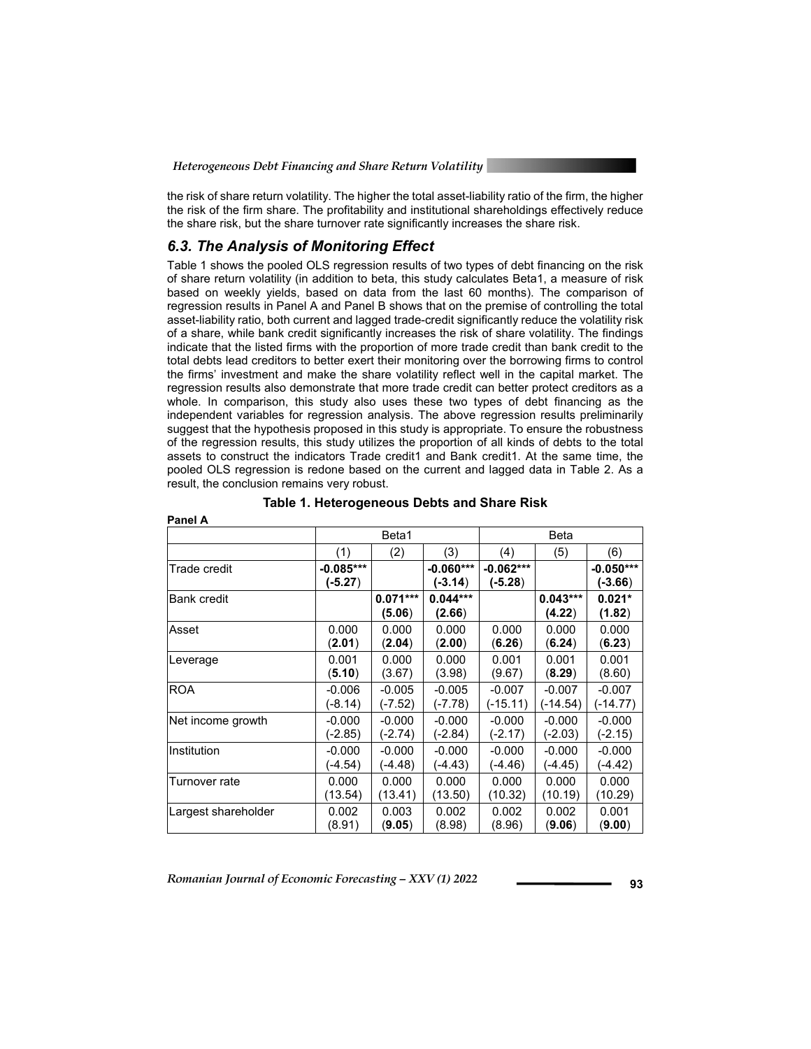the risk of share return volatility. The higher the total asset-liability ratio of the firm, the higher the risk of the firm share. The profitability and institutional shareholdings effectively reduce the share risk, but the share turnover rate significantly increases the share risk.

### 6.3. The Analysis of Monitoring Effect

Table 1 shows the pooled OLS regression results of two types of debt financing on the risk of share return volatility (in addition to beta, this study calculates Beta1, a measure of risk based on weekly yields, based on data from the last 60 months). The comparison of regression results in Panel A and Panel B shows that on the premise of controlling the total asset-liability ratio, both current and lagged trade-credit significantly reduce the volatility risk of a share, while bank credit significantly increases the risk of share volatility. The findings indicate that the listed firms with the proportion of more trade credit than bank credit to the total debts lead creditors to better exert their monitoring over the borrowing firms to control the firms' investment and make the share volatility reflect well in the capital market. The regression results also demonstrate that more trade credit can better protect creditors as a whole. In comparison, this study also uses these two types of debt financing as the independent variables for regression analysis. The above regression results preliminarily suggest that the hypothesis proposed in this study is appropriate. To ensure the robustness of the regression results, this study utilizes the proportion of all kinds of debts to the total assets to construct the indicators Trade credit1 and Bank credit1. At the same time, the pooled OLS regression is redone based on the current and lagged data in Table 2. As a result, the conclusion remains very robust.

**Table 1. Heterogeneous Debts and Share Risk**

**Panel A**

| | Beta1 | | | Beta | | |
|---|---|---|---|---|---|---|
| | (1) | (2) | (3) | (4) | (5) | (6) |
| Trade credit | **-0.085***<br>(-5.27)** | | **-0.060***<br>(-3.14)** | **-0.062***<br>(-5.28)** | | **-0.050***<br>(-3.66)** |
| Bank credit | | **0.071***<br>(5.06)** | **0.044***<br>(2.66)** | | **0.043***<br>(4.22)** | **0.021*<br>(1.82)** |
| Asset | 0.000<br>(**2.01**) | 0.000<br>(**2.04**) | 0.000<br>(**2.00**) | 0.000<br>(**6.26**) | 0.000<br>(**6.24**) | 0.000<br>(**6.23**) |
| Leverage | 0.001<br>(**5.10**) | 0.000<br>(3.67) | 0.000<br>(3.98) | 0.001<br>(9.67) | 0.001<br>(**8.29**) | 0.001<br>(8.60) |
| ROA | -0.006<br>(-8.14) | -0.005<br>(-7.52) | -0.005<br>(-7.78) | -0.007<br>(-15.11) | -0.007<br>(-14.54) | -0.007<br>(-14.77) |
| Net income growth | -0.000<br>(-2.85) | -0.000<br>(-2.74) | -0.000<br>(-2.84) | -0.000<br>(-2.17) | -0.000<br>(-2.03) | -0.000<br>(-2.15) |
| Institution | -0.000<br>(-4.54) | -0.000<br>(-4.48) | -0.000<br>(-4.43) | -0.000<br>(-4.46) | -0.000<br>(-4.45) | -0.000<br>(-4.42) |
| Turnover rate | 0.000<br>(13.54) | 0.000<br>(13.41) | 0.000<br>(13.50) | 0.000<br>(10.32) | 0.000<br>(10.19) | 0.000<br>(10.29) |
| Largest shareholder | 0.002<br>(8.91) | 0.003<br>(**9.05**) | 0.002<br>(8.98) | 0.002<br>(8.96) | 0.002<br>(**9.06**) | 0.001<br>(**9.00**) |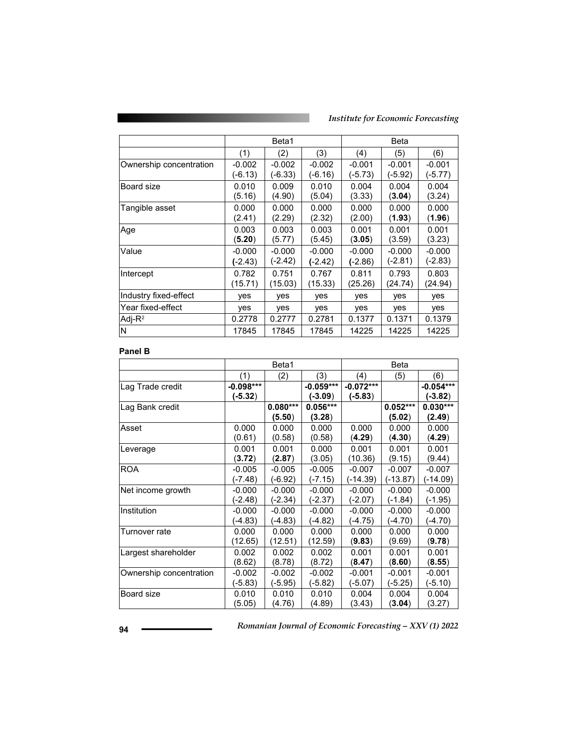| | Beta1 | | | Beta | | |
|---|---|---|---|---|---|---|
| | (1) | (2) | (3) | (4) | (5) | (6) |
| Ownership concentration | -0.002<br>(-6.13) | -0.002<br>(-6.33) | -0.002<br>(-6.16) | -0.001<br>(-5.73) | -0.001<br>(-5.92) | -0.001<br>(-5.77) |
| Board size | 0.010<br>(5.16) | 0.009<br>(4.90) | 0.010<br>(5.04) | 0.004<br>(3.33) | 0.004<br>(**3.04**) | 0.004<br>(3.24) |
| Tangible asset | 0.000<br>(2.41) | 0.000<br>(2.29) | 0.000<br>(2.32) | 0.000<br>(2.00) | 0.000<br>(**1.93**) | 0.000<br>(**1.96**) |
| Age | 0.003<br>(**5.20**) | 0.003<br>(5.77) | 0.003<br>(5.45) | 0.001<br>(**3.05**) | 0.001<br>(3.59) | 0.001<br>(3.23) |
| Value | -0.000<br>(-2.43) | -0.000<br>(-2.42) | -0.000<br>(-2.42) | -0.000<br>(-2.86) | -0.000<br>(-2.81) | -0.000<br>(-2.83) |
| Intercept | 0.782<br>(15.71) | 0.751<br>(15.03) | 0.767<br>(15.33) | 0.811<br>(25.26) | 0.793<br>(24.74) | 0.803<br>(24.94) |
| Industry fixed-effect | yes | yes | yes | yes | yes | yes |
| Year fixed-effect | yes | yes | yes | yes | yes | yes |
| Adj-$R^2$ | 0.2778 | 0.2777 | 0.2781 | 0.1377 | 0.1371 | 0.1379 |
| N | 17845 | 17845 | 17845 | 14225 | 14225 | 14225 |

**Panel B**

| | Beta1 | | | Beta | | |
|---|---|---|---|---|---|---|
| | (1) | (2) | (3) | (4) | (5) | (6) |
| Lag Trade credit | **-0.098\*\*\***<br>**(-5.32)** | | **-0.059\*\*\***<br>**(-3.09)** | **-0.072\*\*\***<br>**(-5.83)** | | **-0.054\*\*\***<br>**(-3.82)** |
| Lag Bank credit | | **0.080\*\*\***<br>**(5.50)** | **0.056\*\*\***<br>**(3.28)** | | **0.052\*\*\***<br>**(5.02)** | **0.030\*\*\***<br>**(2.49)** |
| Asset | 0.000<br>(0.61) | 0.000<br>(0.58) | 0.000<br>(0.58) | 0.000<br>(**4.29**) | 0.000<br>(**4.30**) | 0.000<br>(**4.29**) |
| Leverage | 0.001<br>(**3.72**) | 0.001<br>(**2.87**) | 0.000<br>(3.05) | 0.001<br>(10.36) | 0.001<br>(9.15) | 0.001<br>(9.44) |
| ROA | -0.005<br>(-7.48) | -0.005<br>(-6.92) | -0.005<br>(-7.15) | -0.007<br>(-14.39) | -0.007<br>(-13.87) | -0.007<br>(-14.09) |
| Net income growth | -0.000<br>(-2.48) | -0.000<br>(-2.34) | -0.000<br>(-2.37) | -0.000<br>(-2.07) | -0.000<br>(-1.84) | -0.000<br>(-1.95) |
| Institution | -0.000<br>(-4.83) | -0.000<br>(-4.83) | -0.000<br>(-4.82) | -0.000<br>(-4.75) | -0.000<br>(-4.70) | -0.000<br>(-4.70) |
| Turnover rate | 0.000<br>(12.65) | 0.000<br>(12.51) | 0.000<br>(12.59) | 0.000<br>(**9.83**) | 0.000<br>(9.69) | 0.000<br>(**9.78**) |
| Largest shareholder | 0.002<br>(8.62) | 0.002<br>(8.78) | 0.002<br>(8.72) | 0.001<br>(**8.47**) | 0.001<br>(**8.60**) | 0.001<br>(**8.55**) |
| Ownership concentration | -0.002<br>(-5.83) | -0.002<br>(-5.95) | -0.002<br>(-5.82) | -0.001<br>(-5.07) | -0.001<br>(-5.25) | -0.001<br>(-5.10) |
| Board size | 0.010<br>(5.05) | 0.010<br>(4.76) | 0.010<br>(4.89) | 0.004<br>(3.43) | 0.004<br>(**3.04**) | 0.004<br>(3.27) |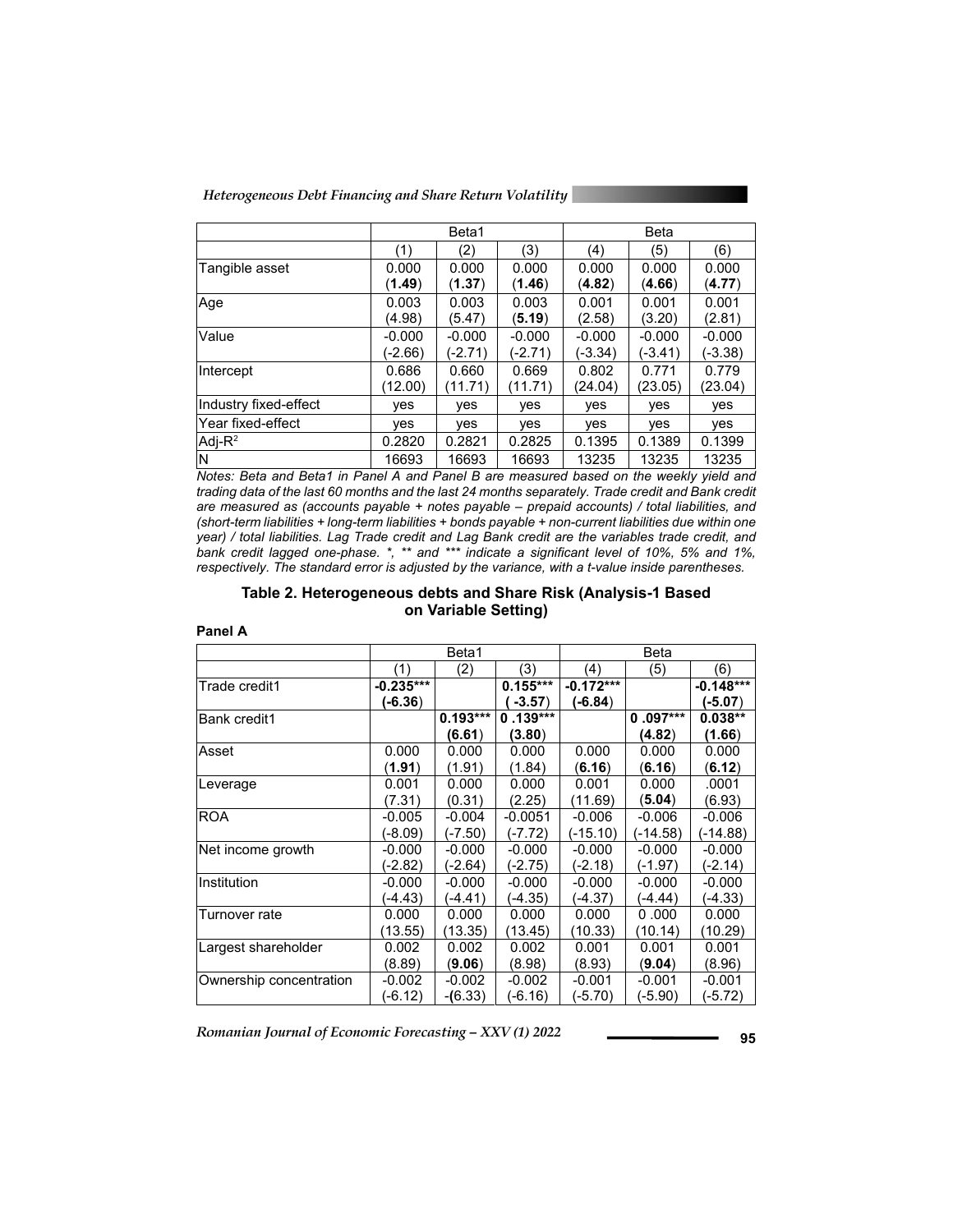| | Beta1 | | | Beta | | |
|---|---|---|---|---|---|---|
| | (1) | (2) | (3) | (4) | (5) | (6) |
| Tangible asset | 0.000<br>(**1.49**) | 0.000<br>(**1.37**) | 0.000<br>(**1.46**) | 0.000<br>(**4.82**) | 0.000<br>(**4.66**) | 0.000<br>(**4.77**) |
| Age | 0.003<br>(4.98) | 0.003<br>(5.47) | 0.003<br>(**5.19**) | 0.001<br>(2.58) | 0.001<br>(3.20) | 0.001<br>(2.81) |
| Value | -0.000<br>(-2.66) | -0.000<br>(-2.71) | -0.000<br>(-2.71) | -0.000<br>(-3.34) | -0.000<br>(-3.41) | -0.000<br>(-3.38) |
| Intercept | 0.686<br>(12.00) | 0.660<br>(11.71) | 0.669<br>(11.71) | 0.802<br>(24.04) | 0.771<br>(23.05) | 0.779<br>(23.04) |
| Industry fixed-effect | yes | yes | yes | yes | yes | yes |
| Year fixed-effect | yes | yes | yes | yes | yes | yes |
| Adj-$R^2$ | 0.2820 | 0.2821 | 0.2825 | 0.1395 | 0.1389 | 0.1399 |
| N | 16693 | 16693 | 16693 | 13235 | 13235 | 13235 |

*Notes: Beta and Beta1 in Panel A and Panel B are measured based on the weekly yield and trading data of the last 60 months and the last 24 months separately. Trade credit and Bank credit are measured as (accounts payable + notes payable – prepaid accounts) / total liabilities, and (short-term liabilities + long-term liabilities + bonds payable + non-current liabilities due within one year) / total liabilities. Lag Trade credit and Lag Bank credit are the variables trade credit, and bank credit lagged one-phase. *, ** and *** indicate a significant level of 10%, 5% and 1%, respectively. The standard error is adjusted by the variance, with a t-value inside parentheses.*

### Table 2. Heterogeneous debts and Share Risk (Analysis-1 Based on Variable Setting)

**Panel A**

| | Beta1 | | | Beta | | |
|---|---|---|---|---|---|---|
| | (1) | (2) | (3) | (4) | (5) | (6) |
| Trade credit1 | **-0.235\*\*\***<br>**(-6.36)** | | **0.155\*\*\***<br>**( -3.57)** | **-0.172\*\*\***<br>**(-6.84)** | | **-0.148\*\*\***<br>**(-5.07)** |
| Bank credit1 | | **0.193\*\*\***<br>**(6.61)** | **0 .139\*\*\***<br>**(3.80)** | | **0 .097\*\*\***<br>**(4.82)** | **0.038\*\***<br>**(1.66)** |
| Asset | 0.000<br>(**1.91**) | 0.000<br>(1.91) | 0.000<br>(1.84) | 0.000<br>(**6.16**) | 0.000<br>(**6.16**) | 0.000<br>(**6.12**) |
| Leverage | 0.001<br>(7.31) | 0.000<br>(0.31) | 0.000<br>(2.25) | 0.001<br>(11.69) | 0.000<br>(**5.04**) | .0001<br>(6.93) |
| ROA | -0.005<br>(-8.09) | -0.004<br>(-7.50) | -0.0051<br>(-7.72) | -0.006<br>(-15.10) | -0.006<br>(-14.58) | -0.006<br>(-14.88) |
| Net income growth | -0.000<br>(-2.82) | -0.000<br>(-2.64) | -0.000<br>(-2.75) | -0.000<br>(-2.18) | -0.000<br>(-1.97) | -0.000<br>(-2.14) |
| Institution | -0.000<br>(-4.43) | -0.000<br>(-4.41) | -0.000<br>(-4.35) | -0.000<br>(-4.37) | -0.000<br>(-4.44) | -0.000<br>(-4.33) |
| Turnover rate | 0.000<br>(13.55) | 0.000<br>(13.35) | 0.000<br>(13.45) | 0.000<br>(10.33) | 0 .000<br>(10.14) | 0.000<br>(10.29) |
| Largest shareholder | 0.002<br>(8.89) | 0.002<br>(**9.06**) | 0.002<br>(8.98) | 0.001<br>(8.93) | 0.001<br>(**9.04**) | 0.001<br>(8.96) |
| Ownership concentration | -0.002<br>(-6.12) | -0.002<br>-**(**6.33) | -0.002<br>(-6.16) | -0.001<br>(-5.70) | -0.001<br>(-5.90) | -0.001<br>(-5.72) |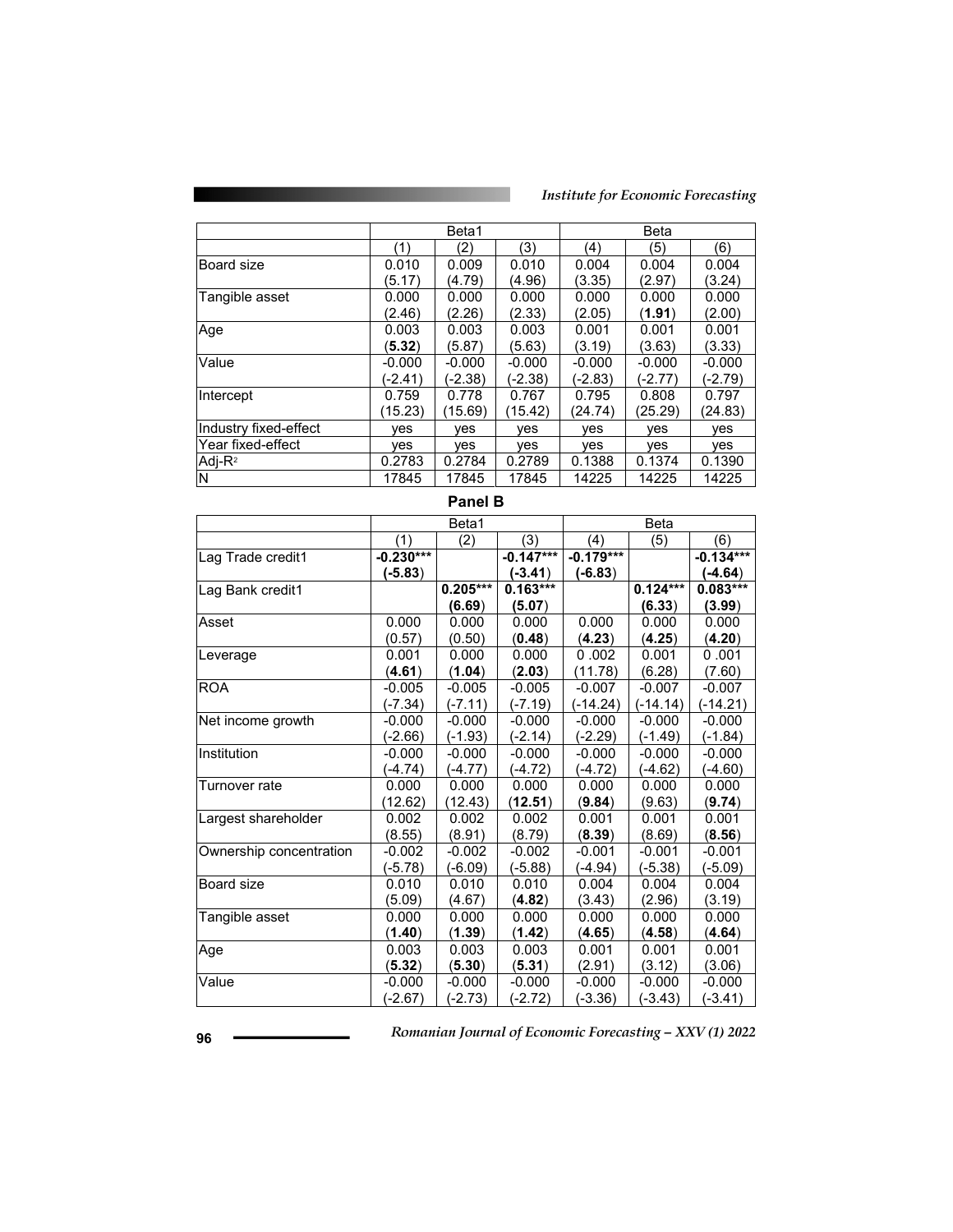| | Beta1 | | | Beta | | |
|---|---|---|---|---|---|---|
| | (1) | (2) | (3) | (4) | (5) | (6) |
| Board size | 0.010 | 0.009 | 0.010 | 0.004 | 0.004 | 0.004 |
| | (5.17) | (4.79) | (4.96) | (3.35) | (2.97) | (3.24) |
| Tangible asset | 0.000 | 0.000 | 0.000 | 0.000 | 0.000 | 0.000 |
| | (2.46) | (2.26) | (2.33) | (2.05) | (**1.91**) | (2.00) |
| Age | 0.003 | 0.003 | 0.003 | 0.001 | 0.001 | 0.001 |
| | (**5.32**) | (5.87) | (5.63) | (3.19) | (3.63) | (3.33) |
| Value | -0.000 | -0.000 | -0.000 | -0.000 | -0.000 | -0.000 |
| | (-2.41) | (-2.38) | (-2.38) | (-2.83) | (-2.77) | (-2.79) |
| Intercept | 0.759 | 0.778 | 0.767 | 0.795 | 0.808 | 0.797 |
| | (15.23) | (15.69) | (15.42) | (24.74) | (25.29) | (24.83) |
| Industry fixed-effect | yes | yes | yes | yes | yes | yes |
| Year fixed-effect | yes | yes | yes | yes | yes | yes |
| Adj-$R^2$ | 0.2783 | 0.2784 | 0.2789 | 0.1388 | 0.1374 | 0.1390 |
| N | 17845 | 17845 | 17845 | 14225 | 14225 | 14225 |

**Panel B**

| | Beta1 | | | Beta | | |
|---|---|---|---|---|---|---|
| | (1) | (2) | (3) | (4) | (5) | (6) |
| Lag Trade credit1 | **-0.230\*\*\*** | | **-0.147\*\*\*** | **-0.179\*\*\*** | | **-0.134\*\*\*** |
| | (**-5.83**) | | (**-3.41**) | (**-6.83**) | | (**-4.64**) |
| Lag Bank credit1 | | **0.205\*\*\*** | **0.163\*\*\*** | | **0.124\*\*\*** | **0.083\*\*\*** |
| | | (**6.69**) | (**5.07**) | | (**6.33**) | (**3.99**) |
| Asset | 0.000 | 0.000 | 0.000 | 0.000 | 0.000 | 0.000 |
| | (0.57) | (0.50) | (**0.48**) | (**4.23**) | (**4.25**) | (**4.20**) |
| Leverage | 0.001 | 0.000 | 0.000 | 0 .002 | 0.001 | 0 .001 |
| | (**4.61**) | (**1.04**) | (**2.03**) | (11.78) | (6.28) | (7.60) |
| ROA | -0.005 | -0.005 | -0.005 | -0.007 | -0.007 | -0.007 |
| | (-7.34) | (-7.11) | (-7.19) | (-14.24) | (-14.14) | (-14.21) |
| Net income growth | -0.000 | -0.000 | -0.000 | -0.000 | -0.000 | -0.000 |
| | (-2.66) | (-1.93) | (-2.14) | (-2.29) | (-1.49) | (-1.84) |
| Institution | -0.000 | -0.000 | -0.000 | -0.000 | -0.000 | -0.000 |
| | (-4.74) | (-4.77) | (-4.72) | (-4.72) | (-4.62) | (-4.60) |
| Turnover rate | 0.000 | 0.000 | 0.000 | 0.000 | 0.000 | 0.000 |
| | (12.62) | (12.43) | (**12.51**) | (**9.84**) | (9.63) | (**9.74**) |
| Largest shareholder | 0.002 | 0.002 | 0.002 | 0.001 | 0.001 | 0.001 |
| | (8.55) | (8.91) | (8.79) | (**8.39**) | (8.69) | (**8.56**) |
| Ownership concentration | -0.002 | -0.002 | -0.002 | -0.001 | -0.001 | -0.001 |
| | (-5.78) | (-6.09) | (-5.88) | (-4.94) | (-5.38) | (-5.09) |
| Board size | 0.010 | 0.010 | 0.010 | 0.004 | 0.004 | 0.004 |
| | (5.09) | (4.67) | (**4.82**) | (3.43) | (2.96) | (3.19) |
| Tangible asset | 0.000 | 0.000 | 0.000 | 0.000 | 0.000 | 0.000 |
| | (**1.40**) | (**1.39**) | (**1.42**) | (**4.65**) | (**4.58**) | (**4.64**) |
| Age | 0.003 | 0.003 | 0.003 | 0.001 | 0.001 | 0.001 |
| | (**5.32**) | (**5.30**) | (**5.31**) | (2.91) | (3.12) | (3.06) |
| Value | -0.000 | -0.000 | -0.000 | -0.000 | -0.000 | -0.000 |
| | (-2.67) | (-2.73) | (-2.72) | (-3.36) | (-3.43) | (-3.41) |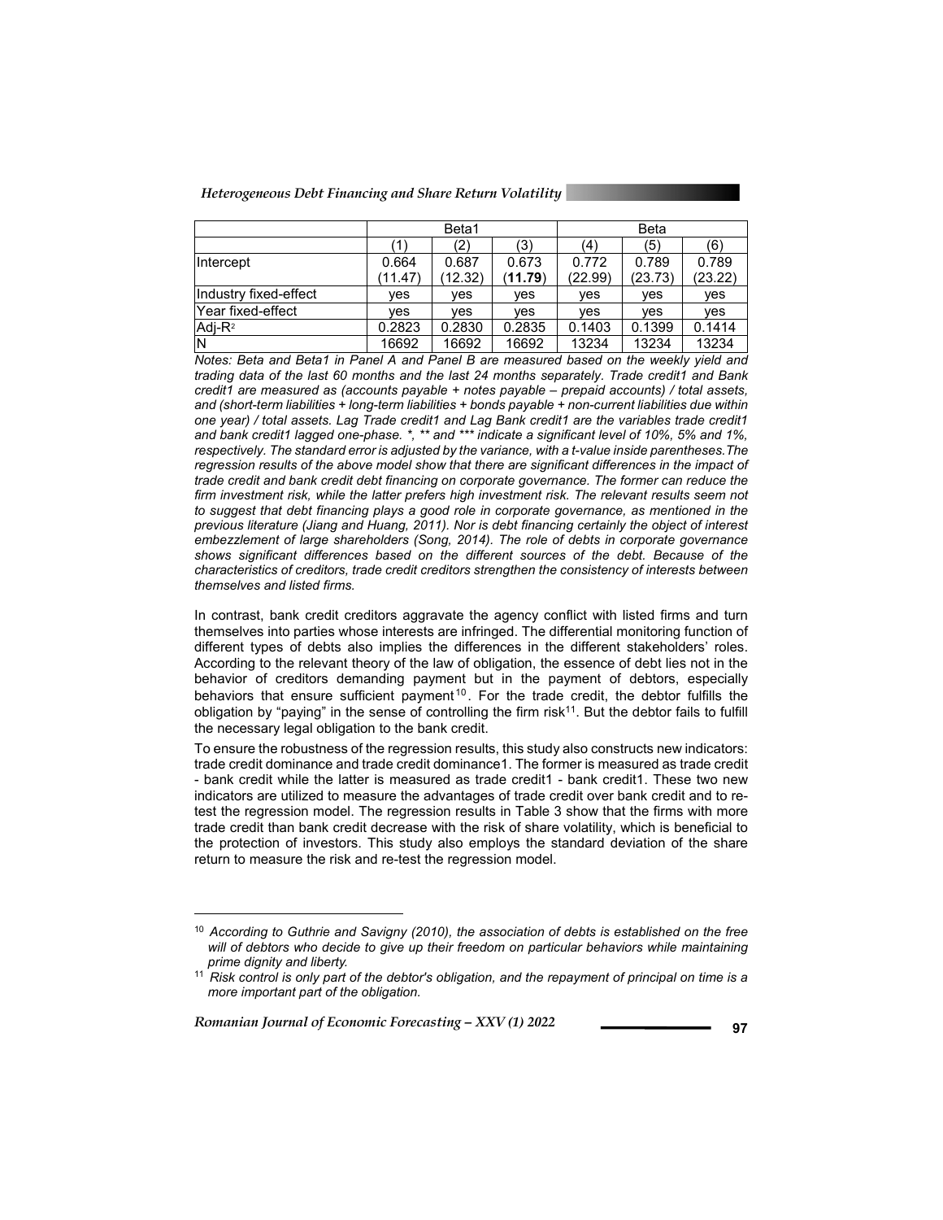| | Beta1 | | | Beta | | |
|---|---|---|---|---|---|---|
| | (1) | (2) | (3) | (4) | (5) | (6) |
| Intercept | 0.664<br>(11.47) | 0.687<br>(12.32) | 0.673<br>(**11.79**) | 0.772<br>(22.99) | 0.789<br>(23.73) | 0.789<br>(23.22) |
| Industry fixed-effect | yes | yes | yes | yes | yes | yes |
| Year fixed-effect | yes | yes | yes | yes | yes | yes |
| Adj-$R^2$ | 0.2823 | 0.2830 | 0.2835 | 0.1403 | 0.1399 | 0.1414 |
| N | 16692 | 16692 | 16692 | 13234 | 13234 | 13234 |

*Notes: Beta and Beta1 in Panel A and Panel B are measured based on the weekly yield and trading data of the last 60 months and the last 24 months separately. Trade credit1 and Bank credit1 are measured as (accounts payable + notes payable – prepaid accounts) / total assets, and (short-term liabilities + long-term liabilities + bonds payable + non-current liabilities due within one year) / total assets. Lag Trade credit1 and Lag Bank credit1 are the variables trade credit1 and bank credit1 lagged one-phase. *, ** and *** indicate a significant level of 10%, 5% and 1%, respectively. The standard error is adjusted by the variance, with a t-value inside parentheses. The regression results of the above model show that there are significant differences in the impact of trade credit and bank credit debt financing on corporate governance. The former can reduce the firm investment risk, while the latter prefers high investment risk. The relevant results seem not to suggest that debt financing plays a good role in corporate governance, as mentioned in the previous literature (Jiang and Huang, 2011). Nor is debt financing certainly the object of interest embezzlement of large shareholders (Song, 2014). The role of debts in corporate governance shows significant differences based on the different sources of the debt. Because of the characteristics of creditors, trade credit creditors strengthen the consistency of interests between themselves and listed firms.*

In contrast, bank credit creditors aggravate the agency conflict with listed firms and turn themselves into parties whose interests are infringed. The differential monitoring function of different types of debts also implies the differences in the different stakeholders' roles. According to the relevant theory of the law of obligation, the essence of debt lies not in the behavior of creditors demanding payment but in the payment of debtors, especially behaviors that ensure sufficient payment[10]. For the trade credit, the debtor fulfills the obligation by "paying" in the sense of controlling the firm risk[11]. But the debtor fails to fulfill the necessary legal obligation to the bank credit.

To ensure the robustness of the regression results, this study also constructs new indicators: trade credit dominance and trade credit dominance1. The former is measured as trade credit - bank credit while the latter is measured as trade credit1 - bank credit1. These two new indicators are utilized to measure the advantages of trade credit over bank credit and to re-test the regression model. The regression results in Table 3 show that the firms with more trade credit than bank credit decrease with the risk of share volatility, which is beneficial to the protection of investors. This study also employs the standard deviation of the share return to measure the risk and re-test the regression model.

[10] *According to Guthrie and Savigny (2010), the association of debts is established on the free will of debtors who decide to give up their freedom on particular behaviors while maintaining prime dignity and liberty.*

[11] *Risk control is only part of the debtor's obligation, and the repayment of principal on time is a more important part of the obligation.*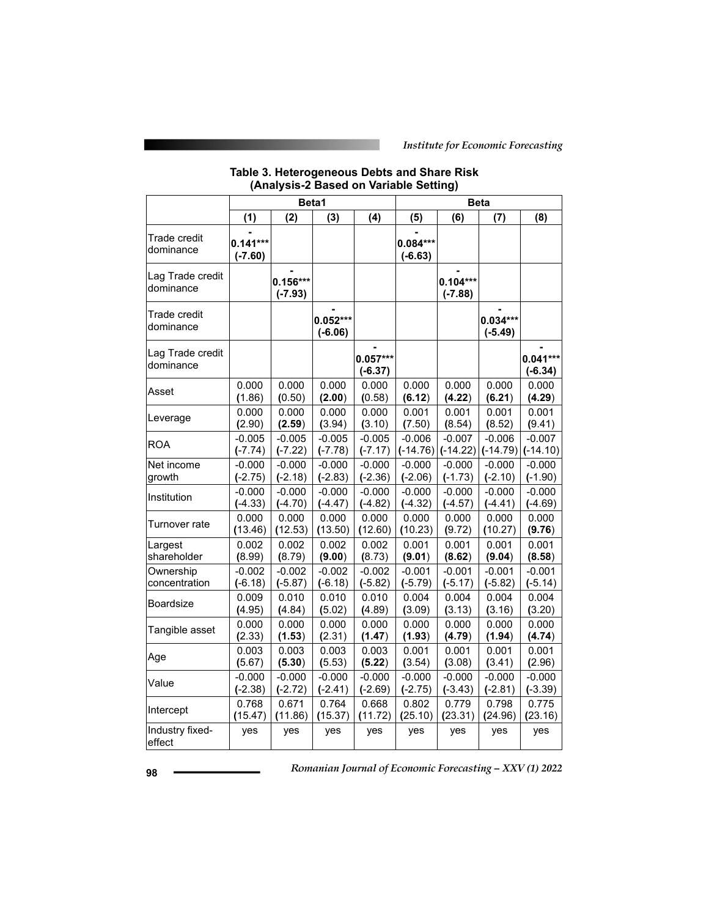**Table 3. Heterogeneous Debts and Share Risk (Analysis-2 Based on Variable Setting)**

| | Beta1 | | | | Beta | | | |
|---|---|---|---|---|---|---|---|---|
| | (1) | (2) | (3) | (4) | (5) | (6) | (7) | (8) |
| Trade credit dominance | **-0.141*** (-7.60)** | | | | **-0.084*** (-6.63)** | | | |
| Lag Trade credit dominance | | **-0.156*** (-7.93)** | | | | **-0.104*** (-7.88)** | | |
| Trade credit dominance | | | **-0.052*** (-6.06)** | | | | **-0.034*** (-5.49)** | |
| Lag Trade credit dominance | | | | **-0.057*** (-6.37)** | | | | **-0.041*** (-6.34)** |
| Asset | 0.000 (1.86) | 0.000 (0.50) | 0.000 (**2.00**) | 0.000 (0.58) | 0.000 (**6.12**) | 0.000 (**4.22**) | 0.000 (**6.21**) | 0.000 (**4.29**) |
| Leverage | 0.000 (2.90) | 0.000 (**2.59**) | 0.000 (3.94) | 0.000 (3.10) | 0.001 (7.50) | 0.001 (8.54) | 0.001 (8.52) | 0.001 (9.41) |
| ROA | -0.005 (-7.74) | -0.005 (-7.22) | -0.005 (-7.78) | -0.005 (-7.17) | -0.006 (-14.76) | -0.007 (-14.22) | -0.006 (-14.79) | -0.007 (-14.10) |
| Net income growth | -0.000 (-2.75) | -0.000 (-2.18) | -0.000 (-2.83) | -0.000 (-2.36) | -0.000 (-2.06) | -0.000 (-1.73) | -0.000 (-2.10) | -0.000 (-1.90) |
| Institution | -0.000 (-4.33) | -0.000 (-4.70) | -0.000 (-4.47) | -0.000 (-4.82) | -0.000 (-4.32) | -0.000 (-4.57) | -0.000 (-4.41) | -0.000 (-4.69) |
| Turnover rate | 0.000 (13.46) | 0.000 (12.53) | 0.000 (13.50) | 0.000 (12.60) | 0.000 (10.23) | 0.000 (9.72) | 0.000 (10.27) | 0.000 (**9.76**) |
| Largest shareholder | 0.002 (8.99) | 0.002 (8.79) | 0.002 (**9.00**) | 0.002 (8.73) | 0.001 (**9.01**) | 0.001 (**8.62**) | 0.001 (**9.04**) | 0.001 (**8.58**) |
| Ownership concentration | -0.002 (-6.18) | -0.002 (-5.87) | -0.002 (-6.18) | -0.002 (-5.82) | -0.001 (-5.79) | -0.001 (-5.17) | -0.001 (-5.82) | -0.001 (-5.14) |
| Boardsize | 0.009 (4.95) | 0.010 (4.84) | 0.010 (5.02) | 0.010 (4.89) | 0.004 (3.09) | 0.004 (3.13) | 0.004 (3.16) | 0.004 (3.20) |
| Tangible asset | 0.000 (2.33) | 0.000 (**1.53**) | 0.000 (2.31) | 0.000 (**1.47**) | 0.000 (**1.93**) | 0.000 (**4.79**) | 0.000 (**1.94**) | 0.000 (**4.74**) |
| Age | 0.003 (5.67) | 0.003 (**5.30**) | 0.003 (5.53) | 0.003 (**5.22**) | 0.001 (3.54) | 0.001 (3.08) | 0.001 (3.41) | 0.001 (2.96) |
| Value | -0.000 (-2.38) | -0.000 (-2.72) | -0.000 (-2.41) | -0.000 (-2.69) | -0.000 (-2.75) | -0.000 (-3.43) | -0.000 (-2.81) | -0.000 (-3.39) |
| Intercept | 0.768 (15.47) | 0.671 (11.86) | 0.764 (15.37) | 0.668 (11.72) | 0.802 (25.10) | 0.779 (23.31) | 0.798 (24.96) | 0.775 (23.16) |
| Industry fixed-effect | yes | yes | yes | yes | yes | yes | yes | yes |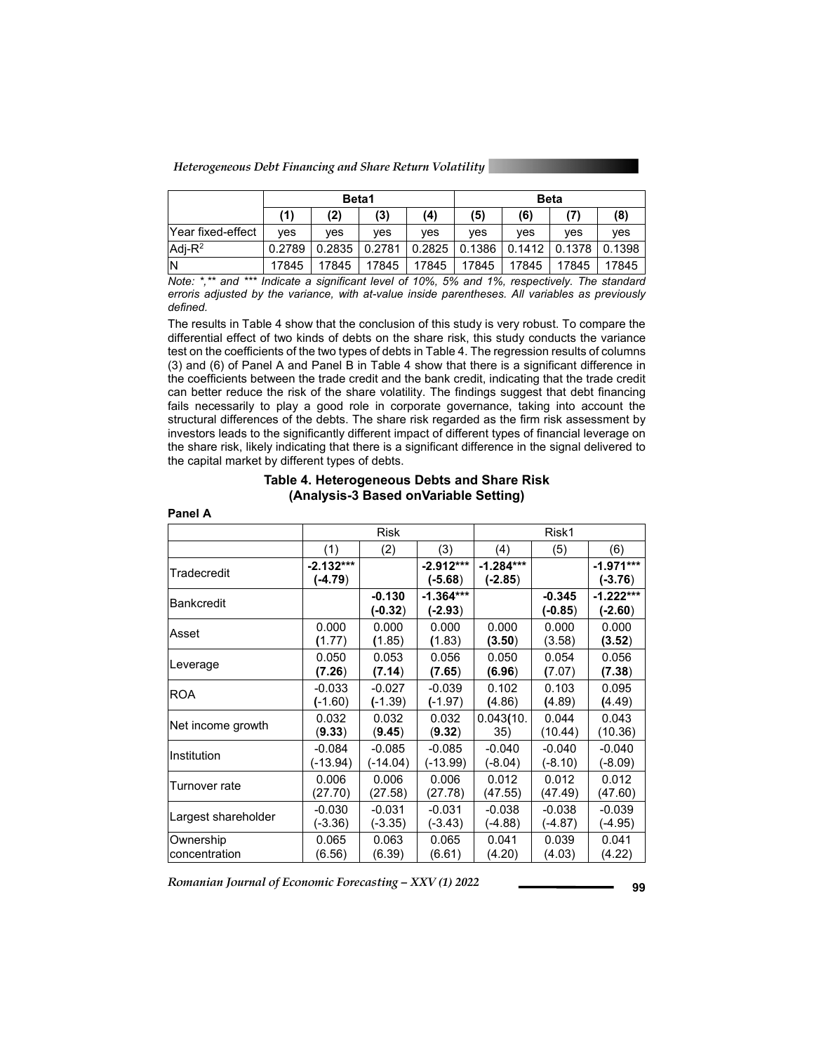|  | Beta1 |  |  |  | Beta |  |  |  |
|---|---|---|---|---|---|---|---|---|
|  | (1) | (2) | (3) | (4) | (5) | (6) | (7) | (8) |
| Year fixed-effect | yes | yes | yes | yes | yes | yes | yes | yes |
| Adj-$R^2$ | 0.2789 | 0.2835 | 0.2781 | 0.2825 | 0.1386 | 0.1412 | 0.1378 | 0.1398 |
| N | 17845 | 17845 | 17845 | 17845 | 17845 | 17845 | 17845 | 17845 |

*Note: *,** and *** Indicate a significant level of 10%, 5% and 1%, respectively. The standard erroris adjusted by the variance, with at-value inside parentheses. All variables as previously defined.*

The results in Table 4 show that the conclusion of this study is very robust. To compare the differential effect of two kinds of debts on the share risk, this study conducts the variance test on the coefficients of the two types of debts in Table 4. The regression results of columns (3) and (6) of Panel A and Panel B in Table 4 show that there is a significant difference in the coefficients between the trade credit and the bank credit, indicating that the trade credit can better reduce the risk of the share volatility. The findings suggest that debt financing fails necessarily to play a good role in corporate governance, taking into account the structural differences of the debts. The share risk regarded as the firm risk assessment by investors leads to the significantly different impact of different types of financial leverage on the share risk, likely indicating that there is a significant difference in the signal delivered to the capital market by different types of debts.

**Table 4. Heterogeneous Debts and Share Risk (Analysis-3 Based onVariable Setting)**

**Panel A**

|  | Risk |  |  | Risk1 |  |  |
|---|---|---|---|---|---|---|
|  | (1) | (2) | (3) | (4) | (5) | (6) |
| Tradecredit | **-2.132*** (-4.79)** |  | **-2.912*** (-5.68)** | **-1.284*** (-2.85)** |  | **-1.971*** (-3.76)** |
| Bankcredit |  | **-0.130 (-0.32)** | **-1.364*** (-2.93)** |  | **-0.345 (-0.85)** | **-1.222*** (-2.60)** |
| Asset | 0.000 (1.77) | 0.000 (1.85) | 0.000 (1.83) | 0.000 **(3.50)** | 0.000 (3.58) | 0.000 **(3.52)** |
| Leverage | 0.050 **(7.26)** | 0.053 **(7.14)** | 0.056 **(7.65)** | 0.050 **(6.96)** | 0.054 (7.07) | 0.056 **(7.38)** |
| ROA | -0.033 (-1.60) | -0.027 (-1.39) | -0.039 (-1.97) | 0.102 (4.86) | 0.103 (4.89) | 0.095 (4.49) |
| Net income growth | 0.032 **(9.33)** | 0.032 **(9.45)** | 0.032 **(9.32)** | 0.043(10.35) | 0.044 (10.44) | 0.043 (10.36) |
| Institution | -0.084 (-13.94) | -0.085 (-14.04) | -0.085 (-13.99) | -0.040 (-8.04) | -0.040 (-8.10) | -0.040 (-8.09) |
| Turnover rate | 0.006 (27.70) | 0.006 (27.58) | 0.006 (27.78) | 0.012 (47.55) | 0.012 (47.49) | 0.012 (47.60) |
| Largest shareholder | -0.030 (-3.36) | -0.031 (-3.35) | -0.031 (-3.43) | -0.038 (-4.88) | -0.038 (-4.87) | -0.039 (-4.95) |
| Ownership concentration | 0.065 (6.56) | 0.063 (6.39) | 0.065 (6.61) | 0.041 (4.20) | 0.039 (4.03) | 0.041 (4.22) |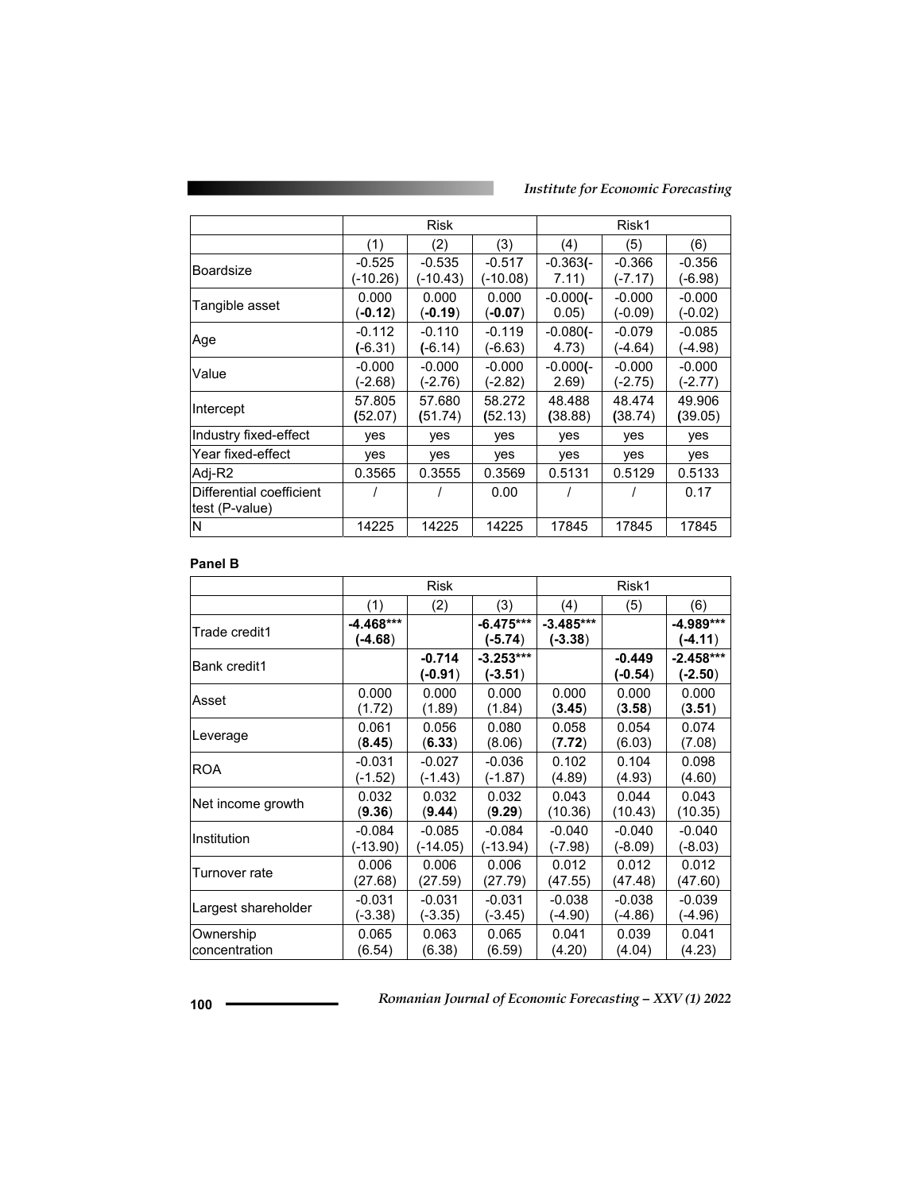| | Risk | | | Risk1 | | |
|---|---|---|---|---|---|---|
| | (1) | (2) | (3) | (4) | (5) | (6) |
| Boardsize | -0.525 (-10.26) | -0.535 (-10.43) | -0.517 (-10.08) | -0.363(-7.11) | -0.366 (-7.17) | -0.356 (-6.98) |
| Tangible asset | 0.000 (**-0.12**) | 0.000 (**-0.19**) | 0.000 (**-0.07**) | -0.000(-0.05) | -0.000 (-0.09) | -0.000 (-0.02) |
| Age | -0.112 (-6.31) | -0.110 (-6.14) | -0.119 (-6.63) | -0.080(-4.73) | -0.079 (-4.64) | -0.085 (-4.98) |
| Value | -0.000 (-2.68) | -0.000 (-2.76) | -0.000 (-2.82) | -0.000(-2.69) | -0.000 (-2.75) | -0.000 (-2.77) |
| Intercept | 57.805 (52.07) | 57.680 (51.74) | 58.272 (52.13) | 48.488 (38.88) | 48.474 (38.74) | 49.906 (39.05) |
| Industry fixed-effect | yes | yes | yes | yes | yes | yes |
| Year fixed-effect | yes | yes | yes | yes | yes | yes |
| Adj-R2 | 0.3565 | 0.3555 | 0.3569 | 0.5131 | 0.5129 | 0.5133 |
| Differential coefficient test (P-value) | / | / | 0.00 | / | / | 0.17 |
| N | 14225 | 14225 | 14225 | 17845 | 17845 | 17845 |

**Panel B**

| | Risk | | | Risk1 | | |
|---|---|---|---|---|---|---|
| | (1) | (2) | (3) | (4) | (5) | (6) |
| Trade credit1 | **-4.468*** (-4.68)** | | **-6.475*** (-5.74)** | **-3.485*** (-3.38)** | | **-4.989*** (-4.11)** |
| Bank credit1 | | **-0.714 (-0.91)** | **-3.253*** (-3.51)** | | **-0.449 (-0.54)** | **-2.458*** (-2.50)** |
| Asset | 0.000 (1.72) | 0.000 (1.89) | 0.000 (1.84) | 0.000 (**3.45**) | 0.000 (**3.58**) | 0.000 (**3.51**) |
| Leverage | 0.061 (**8.45**) | 0.056 (**6.33**) | 0.080 (8.06) | 0.058 (**7.72**) | 0.054 (6.03) | 0.074 (7.08) |
| ROA | -0.031 (-1.52) | -0.027 (-1.43) | -0.036 (-1.87) | 0.102 (4.89) | 0.104 (4.93) | 0.098 (4.60) |
| Net income growth | 0.032 (**9.36**) | 0.032 (**9.44**) | 0.032 (**9.29**) | 0.043 (10.36) | 0.044 (10.43) | 0.043 (10.35) |
| Institution | -0.084 (-13.90) | -0.085 (-14.05) | -0.084 (-13.94) | -0.040 (-7.98) | -0.040 (-8.09) | -0.040 (-8.03) |
| Turnover rate | 0.006 (27.68) | 0.006 (27.59) | 0.006 (27.79) | 0.012 (47.55) | 0.012 (47.48) | 0.012 (47.60) |
| Largest shareholder | -0.031 (-3.38) | -0.031 (-3.35) | -0.031 (-3.45) | -0.038 (-4.90) | -0.038 (-4.86) | -0.039 (-4.96) |
| Ownership concentration | 0.065 (6.54) | 0.063 (6.38) | 0.065 (6.59) | 0.041 (4.20) | 0.039 (4.04) | 0.041 (4.23) |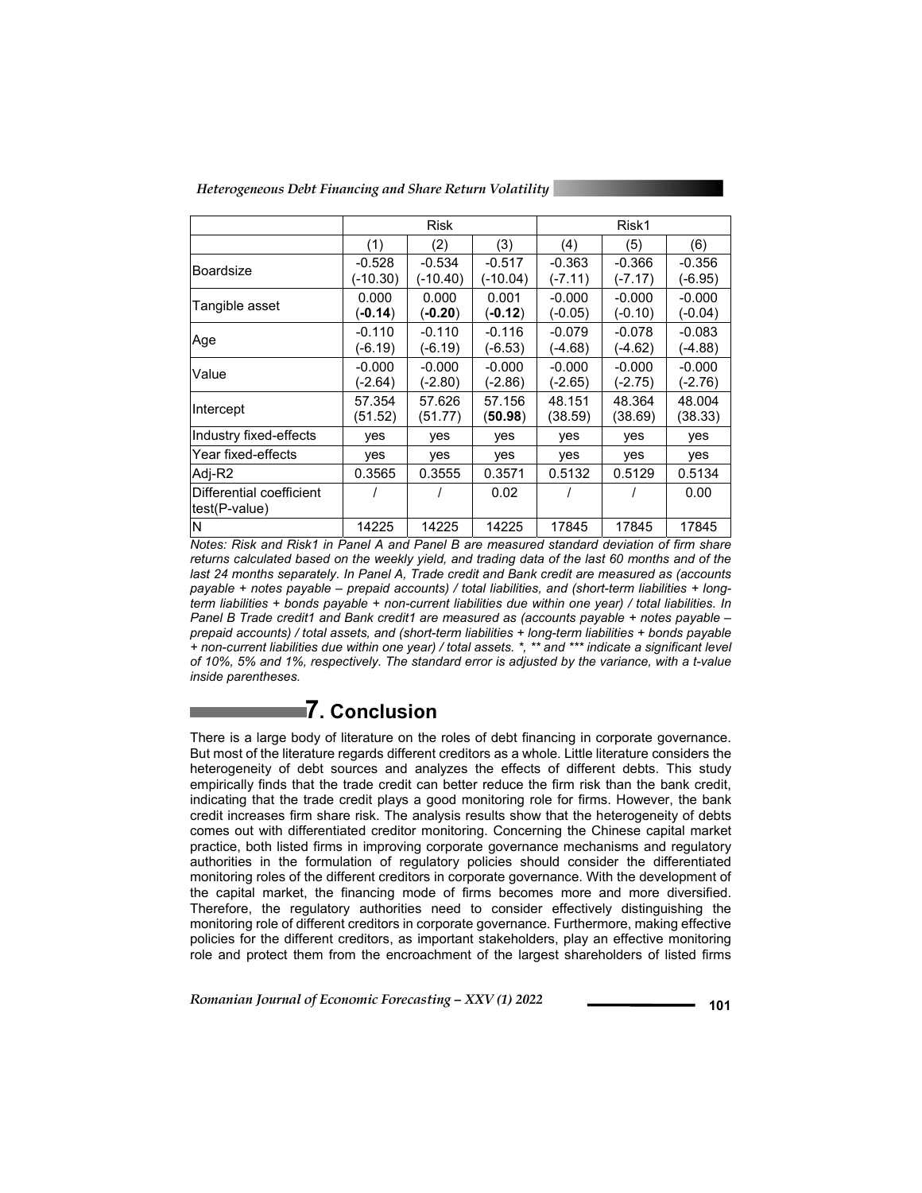| | Risk | | | Risk1 | | |
|---|---|---|---|---|---|---|
| | (1) | (2) | (3) | (4) | (5) | (6) |
| Boardsize | -0.528<br>(-10.30) | -0.534<br>(-10.40) | -0.517<br>(-10.04) | -0.363<br>(-7.11) | -0.366<br>(-7.17) | -0.356<br>(-6.95) |
| Tangible asset | 0.000<br>(**-0.14**) | 0.000<br>(**-0.20**) | 0.001<br>(**-0.12**) | -0.000<br>(-0.05) | -0.000<br>(-0.10) | -0.000<br>(-0.04) |
| Age | -0.110<br>(-6.19) | -0.110<br>(-6.19) | -0.116<br>(-6.53) | -0.079<br>(-4.68) | -0.078<br>(-4.62) | -0.083<br>(-4.88) |
| Value | -0.000<br>(-2.64) | -0.000<br>(-2.80) | -0.000<br>(-2.86) | -0.000<br>(-2.65) | -0.000<br>(-2.75) | -0.000<br>(-2.76) |
| Intercept | 57.354<br>(51.52) | 57.626<br>(51.77) | 57.156<br>(**50.98**) | 48.151<br>(38.59) | 48.364<br>(38.69) | 48.004<br>(38.33) |
| Industry fixed-effects | yes | yes | yes | yes | yes | yes |
| Year fixed-effects | yes | yes | yes | yes | yes | yes |
| Adj-R2 | 0.3565 | 0.3555 | 0.3571 | 0.5132 | 0.5129 | 0.5134 |
| Differential coefficient test(P-value) | / | / | 0.02 | / | / | 0.00 |
| N | 14225 | 14225 | 14225 | 17845 | 17845 | 17845 |

*Notes: Risk and Risk1 in Panel A and Panel B are measured standard deviation of firm share returns calculated based on the weekly yield, and trading data of the last 60 months and of the last 24 months separately. In Panel A, Trade credit and Bank credit are measured as (accounts payable + notes payable – prepaid accounts) / total liabilities, and (short-term liabilities + long-term liabilities + bonds payable + non-current liabilities due within one year) / total liabilities. In Panel B Trade credit1 and Bank credit1 are measured as (accounts payable + notes payable – prepaid accounts) / total assets, and (short-term liabilities + long-term liabilities + bonds payable + non-current liabilities due within one year) / total assets. *, ** and *** indicate a significant level of 10%, 5% and 1%, respectively. The standard error is adjusted by the variance, with a t-value inside parentheses.*

## 7. Conclusion

There is a large body of literature on the roles of debt financing in corporate governance. But most of the literature regards different creditors as a whole. Little literature considers the heterogeneity of debt sources and analyzes the effects of different debts. This study empirically finds that the trade credit can better reduce the firm risk than the bank credit, indicating that the trade credit plays a good monitoring role for firms. However, the bank credit increases firm share risk. The analysis results show that the heterogeneity of debts comes out with differentiated creditor monitoring. Concerning the Chinese capital market practice, both listed firms in improving corporate governance mechanisms and regulatory authorities in the formulation of regulatory policies should consider the differentiated monitoring roles of the different creditors in corporate governance. With the development of the capital market, the financing mode of firms becomes more and more diversified. Therefore, the regulatory authorities need to consider effectively distinguishing the monitoring role of different creditors in corporate governance. Furthermore, making effective policies for the different creditors, as important stakeholders, play an effective monitoring role and protect them from the encroachment of the largest shareholders of listed firms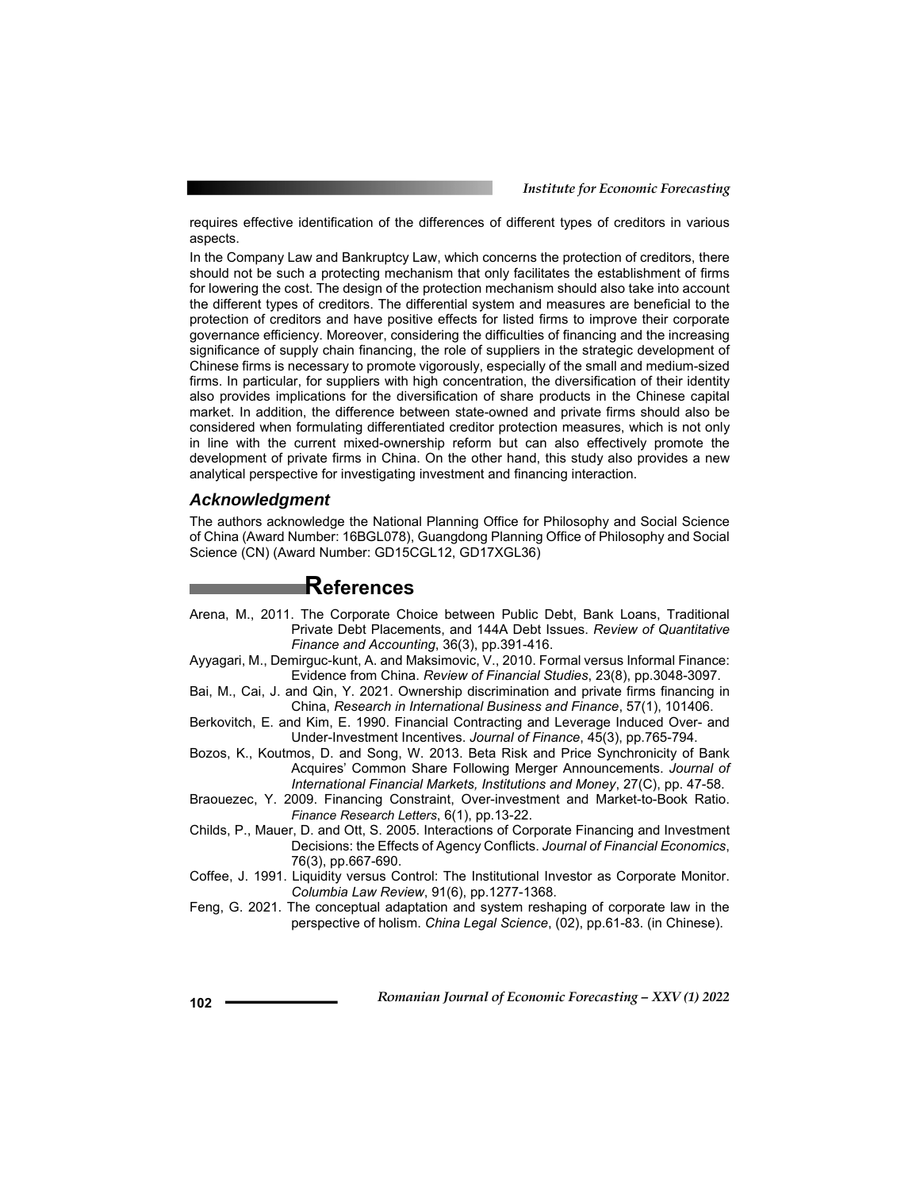requires effective identification of the differences of different types of creditors in various aspects.

In the Company Law and Bankruptcy Law, which concerns the protection of creditors, there should not be such a protecting mechanism that only facilitates the establishment of firms for lowering the cost. The design of the protection mechanism should also take into account the different types of creditors. The differential system and measures are beneficial to the protection of creditors and have positive effects for listed firms to improve their corporate governance efficiency. Moreover, considering the difficulties of financing and the increasing significance of supply chain financing, the role of suppliers in the strategic development of Chinese firms is necessary to promote vigorously, especially of the small and medium-sized firms. In particular, for suppliers with high concentration, the diversification of their identity also provides implications for the diversification of share products in the Chinese capital market. In addition, the difference between state-owned and private firms should also be considered when formulating differentiated creditor protection measures, which is not only in line with the current mixed-ownership reform but can also effectively promote the development of private firms in China. On the other hand, this study also provides a new analytical perspective for investigating investment and financing interaction.

## *Acknowledgment*

The authors acknowledge the National Planning Office for Philosophy and Social Science of China (Award Number: 16BGL078), Guangdong Planning Office of Philosophy and Social Science (CN) (Award Number: GD15CGL12, GD17XGL36)

# References

Arena, M., 2011. The Corporate Choice between Public Debt, Bank Loans, Traditional Private Debt Placements, and 144A Debt Issues. *Review of Quantitative Finance and Accounting*, 36(3), pp.391-416.

Ayyagari, M., Demirguc-kunt, A. and Maksimovic, V., 2010. Formal versus Informal Finance: Evidence from China. *Review of Financial Studies*, 23(8), pp.3048-3097.

Bai, M., Cai, J. and Qin, Y. 2021. Ownership discrimination and private firms financing in China, *Research in International Business and Finance*, 57(1), 101406.

Berkovitch, E. and Kim, E. 1990. Financial Contracting and Leverage Induced Over- and Under-Investment Incentives. *Journal of Finance*, 45(3), pp.765-794.

Bozos, K., Koutmos, D. and Song, W. 2013. Beta Risk and Price Synchronicity of Bank Acquires' Common Share Following Merger Announcements. *Journal of International Financial Markets, Institutions and Money*, 27(C), pp. 47-58.

Braouezec, Y. 2009. Financing Constraint, Over-investment and Market-to-Book Ratio. *Finance Research Letters*, 6(1), pp.13-22.

Childs, P., Mauer, D. and Ott, S. 2005. Interactions of Corporate Financing and Investment Decisions: the Effects of Agency Conflicts. *Journal of Financial Economics*, 76(3), pp.667-690.

Coffee, J. 1991. Liquidity versus Control: The Institutional Investor as Corporate Monitor. *Columbia Law Review*, 91(6), pp.1277-1368.

Feng, G. 2021. The conceptual adaptation and system reshaping of corporate law in the perspective of holism. *China Legal Science*, (02), pp.61-83. (in Chinese).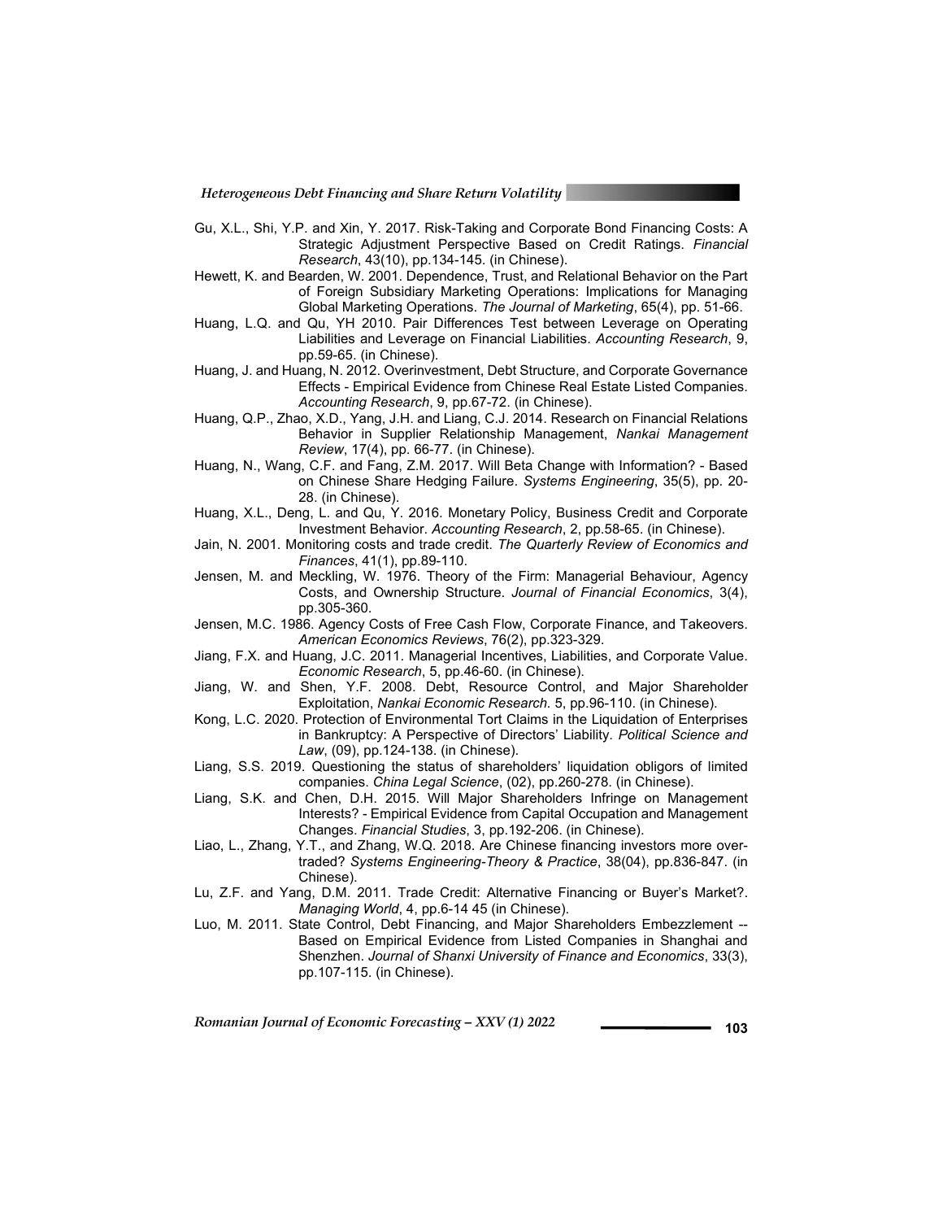Gu, X.L., Shi, Y.P. and Xin, Y. 2017. Risk-Taking and Corporate Bond Financing Costs: A Strategic Adjustment Perspective Based on Credit Ratings. *Financial Research*, 43(10), pp.134-145. (in Chinese).

Hewett, K. and Bearden, W. 2001. Dependence, Trust, and Relational Behavior on the Part of Foreign Subsidiary Marketing Operations: Implications for Managing Global Marketing Operations. *The Journal of Marketing*, 65(4), pp. 51-66.

Huang, L.Q. and Qu, YH 2010. Pair Differences Test between Leverage on Operating Liabilities and Leverage on Financial Liabilities. *Accounting Research*, 9, pp.59-65. (in Chinese).

Huang, J. and Huang, N. 2012. Overinvestment, Debt Structure, and Corporate Governance Effects - Empirical Evidence from Chinese Real Estate Listed Companies. *Accounting Research*, 9, pp.67-72. (in Chinese).

Huang, Q.P., Zhao, X.D., Yang, J.H. and Liang, C.J. 2014. Research on Financial Relations Behavior in Supplier Relationship Management, *Nankai Management Review*, 17(4), pp. 66-77. (in Chinese).

Huang, N., Wang, C.F. and Fang, Z.M. 2017. Will Beta Change with Information? - Based on Chinese Share Hedging Failure. *Systems Engineering*, 35(5), pp. 20-28. (in Chinese).

Huang, X.L., Deng, L. and Qu, Y. 2016. Monetary Policy, Business Credit and Corporate Investment Behavior. *Accounting Research*, 2, pp.58-65. (in Chinese).

Jain, N. 2001. Monitoring costs and trade credit. *The Quarterly Review of Economics and Finances*, 41(1), pp.89-110.

Jensen, M. and Meckling, W. 1976. Theory of the Firm: Managerial Behaviour, Agency Costs, and Ownership Structure. *Journal of Financial Economics*, 3(4), pp.305-360.

Jensen, M.C. 1986. Agency Costs of Free Cash Flow, Corporate Finance, and Takeovers. *American Economics Reviews*, 76(2), pp.323-329.

Jiang, F.X. and Huang, J.C. 2011. Managerial Incentives, Liabilities, and Corporate Value. *Economic Research*, 5, pp.46-60. (in Chinese).

Jiang, W. and Shen, Y.F. 2008. Debt, Resource Control, and Major Shareholder Exploitation, *Nankai Economic Research*. 5, pp.96-110. (in Chinese).

Kong, L.C. 2020. Protection of Environmental Tort Claims in the Liquidation of Enterprises in Bankruptcy: A Perspective of Directors' Liability. *Political Science and Law*, (09), pp.124-138. (in Chinese).

Liang, S.S. 2019. Questioning the status of shareholders' liquidation obligors of limited companies. *China Legal Science*, (02), pp.260-278. (in Chinese).

Liang, S.K. and Chen, D.H. 2015. Will Major Shareholders Infringe on Management Interests? - Empirical Evidence from Capital Occupation and Management Changes. *Financial Studies*, 3, pp.192-206. (in Chinese).

Liao, L., Zhang, Y.T., and Zhang, W.Q. 2018. Are Chinese financing investors more over-traded? *Systems Engineering-Theory & Practice*, 38(04), pp.836-847. (in Chinese).

Lu, Z.F. and Yang, D.M. 2011. Trade Credit: Alternative Financing or Buyer's Market?. *Managing World*, 4, pp.6-14 45 (in Chinese).

Luo, M. 2011. State Control, Debt Financing, and Major Shareholders Embezzlement -- Based on Empirical Evidence from Listed Companies in Shanghai and Shenzhen. *Journal of Shanxi University of Finance and Economics*, 33(3), pp.107-115. (in Chinese).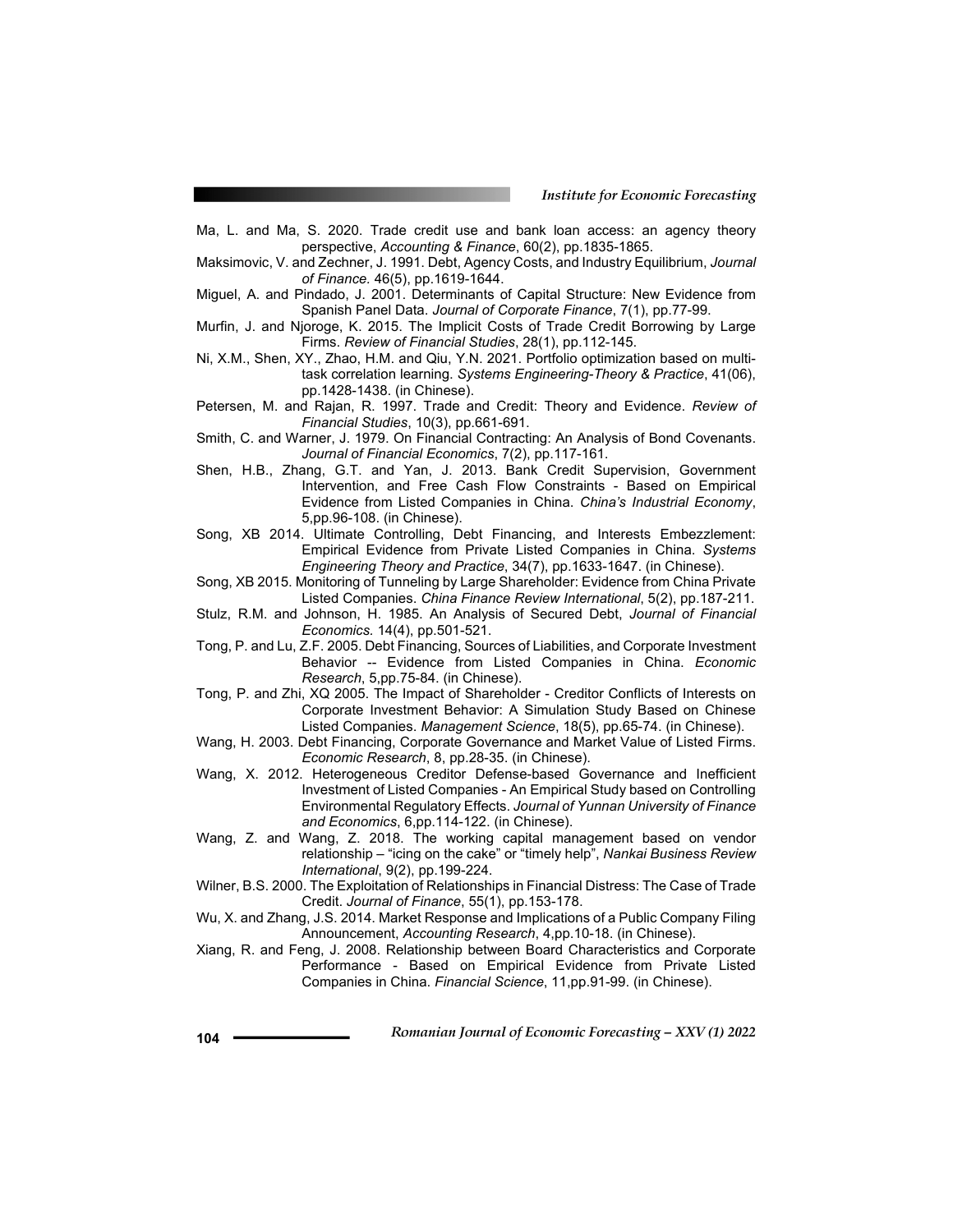Ma, L. and Ma, S. 2020. Trade credit use and bank loan access: an agency theory perspective, *Accounting & Finance*, 60(2), pp.1835-1865.

Maksimovic, V. and Zechner, J. 1991. Debt, Agency Costs, and Industry Equilibrium, *Journal of Finance.* 46(5), pp.1619-1644.

Miguel, A. and Pindado, J. 2001. Determinants of Capital Structure: New Evidence from Spanish Panel Data. *Journal of Corporate Finance*, 7(1), pp.77-99.

Murfin, J. and Njoroge, K. 2015. The Implicit Costs of Trade Credit Borrowing by Large Firms. *Review of Financial Studies*, 28(1), pp.112-145.

Ni, X.M., Shen, XY., Zhao, H.M. and Qiu, Y.N. 2021. Portfolio optimization based on multi-task correlation learning. *Systems Engineering-Theory & Practice*, 41(06), pp.1428-1438. (in Chinese).

Petersen, M. and Rajan, R. 1997. Trade and Credit: Theory and Evidence. *Review of Financial Studies*, 10(3), pp.661-691.

Smith, C. and Warner, J. 1979. On Financial Contracting: An Analysis of Bond Covenants. *Journal of Financial Economics*, 7(2), pp.117-161.

Shen, H.B., Zhang, G.T. and Yan, J. 2013. Bank Credit Supervision, Government Intervention, and Free Cash Flow Constraints - Based on Empirical Evidence from Listed Companies in China. *China's Industrial Economy*, 5,pp.96-108. (in Chinese).

Song, XB 2014. Ultimate Controlling, Debt Financing, and Interests Embezzlement: Empirical Evidence from Private Listed Companies in China. *Systems Engineering Theory and Practice*, 34(7), pp.1633-1647. (in Chinese).

Song, XB 2015. Monitoring of Tunneling by Large Shareholder: Evidence from China Private Listed Companies. *China Finance Review International*, 5(2), pp.187-211.

Stulz, R.M. and Johnson, H. 1985. An Analysis of Secured Debt, *Journal of Financial Economics.* 14(4), pp.501-521.

Tong, P. and Lu, Z.F. 2005. Debt Financing, Sources of Liabilities, and Corporate Investment Behavior -- Evidence from Listed Companies in China. *Economic Research*, 5,pp.75-84. (in Chinese).

Tong, P. and Zhi, XQ 2005. The Impact of Shareholder - Creditor Conflicts of Interests on Corporate Investment Behavior: A Simulation Study Based on Chinese Listed Companies. *Management Science*, 18(5), pp.65-74. (in Chinese).

Wang, H. 2003. Debt Financing, Corporate Governance and Market Value of Listed Firms. *Economic Research*, 8, pp.28-35. (in Chinese).

Wang, X. 2012. Heterogeneous Creditor Defense-based Governance and Inefficient Investment of Listed Companies - An Empirical Study based on Controlling Environmental Regulatory Effects. *Journal of Yunnan University of Finance and Economics*, 6,pp.114-122. (in Chinese).

Wang, Z. and Wang, Z. 2018. The working capital management based on vendor relationship – "icing on the cake" or "timely help", *Nankai Business Review International*, 9(2), pp.199-224.

Wilner, B.S. 2000. The Exploitation of Relationships in Financial Distress: The Case of Trade Credit. *Journal of Finance*, 55(1), pp.153-178.

Wu, X. and Zhang, J.S. 2014. Market Response and Implications of a Public Company Filing Announcement, *Accounting Research*, 4,pp.10-18. (in Chinese).

Xiang, R. and Feng, J. 2008. Relationship between Board Characteristics and Corporate Performance - Based on Empirical Evidence from Private Listed Companies in China. *Financial Science*, 11,pp.91-99. (in Chinese).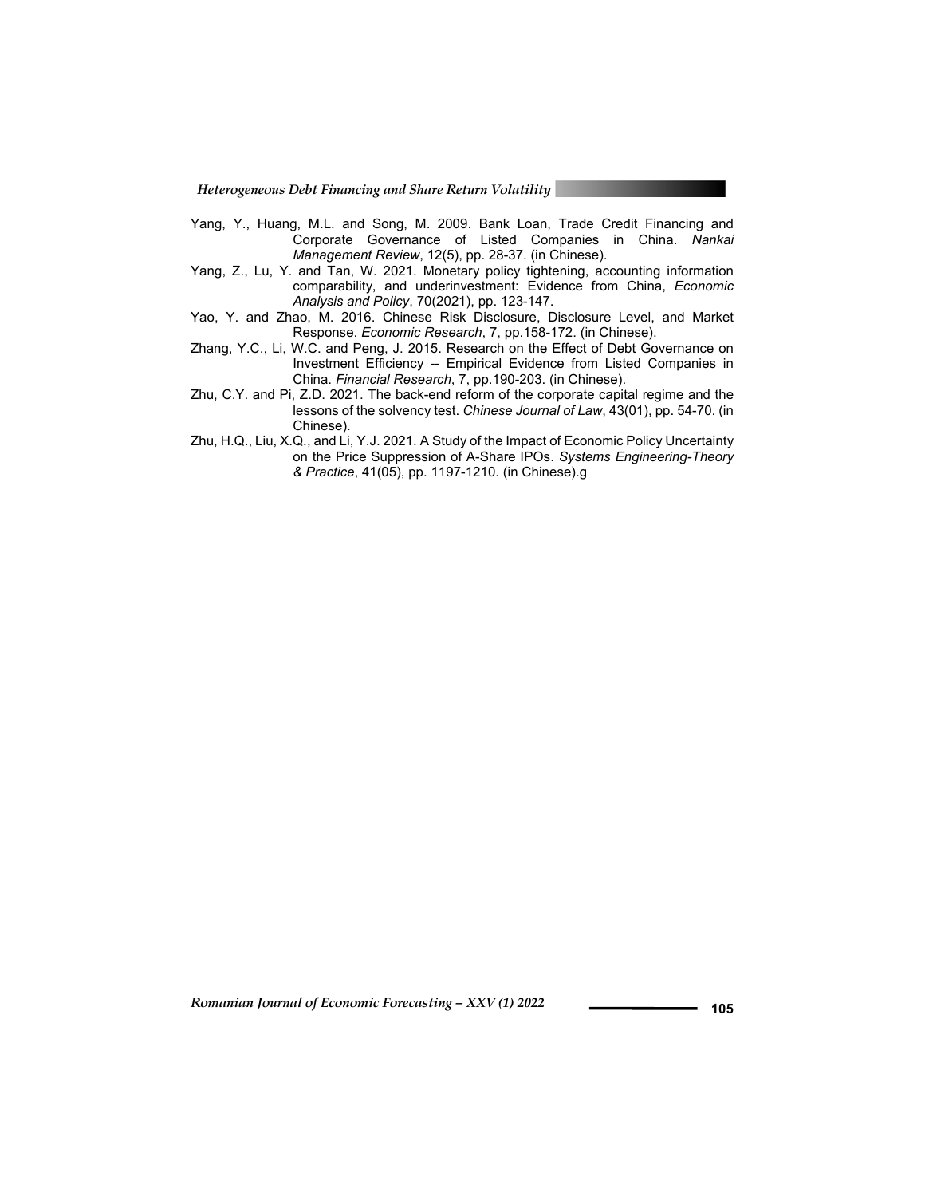Yang, Y., Huang, M.L. and Song, M. 2009. Bank Loan, Trade Credit Financing and Corporate Governance of Listed Companies in China. *Nankai Management Review*, 12(5), pp. 28-37. (in Chinese).

Yang, Z., Lu, Y. and Tan, W. 2021. Monetary policy tightening, accounting information comparability, and underinvestment: Evidence from China, *Economic Analysis and Policy*, 70(2021), pp. 123-147.

Yao, Y. and Zhao, M. 2016. Chinese Risk Disclosure, Disclosure Level, and Market Response. *Economic Research*, 7, pp.158-172. (in Chinese).

Zhang, Y.C., Li, W.C. and Peng, J. 2015. Research on the Effect of Debt Governance on Investment Efficiency -- Empirical Evidence from Listed Companies in China. *Financial Research*, 7, pp.190-203. (in Chinese).

Zhu, C.Y. and Pi, Z.D. 2021. The back-end reform of the corporate capital regime and the lessons of the solvency test. *Chinese Journal of Law*, 43(01), pp. 54-70. (in Chinese).

Zhu, H.Q., Liu, X.Q., and Li, Y.J. 2021. A Study of the Impact of Economic Policy Uncertainty on the Price Suppression of A-Share IPOs. *Systems Engineering-Theory & Practice*, 41(05), pp. 1197-1210. (in Chinese).g